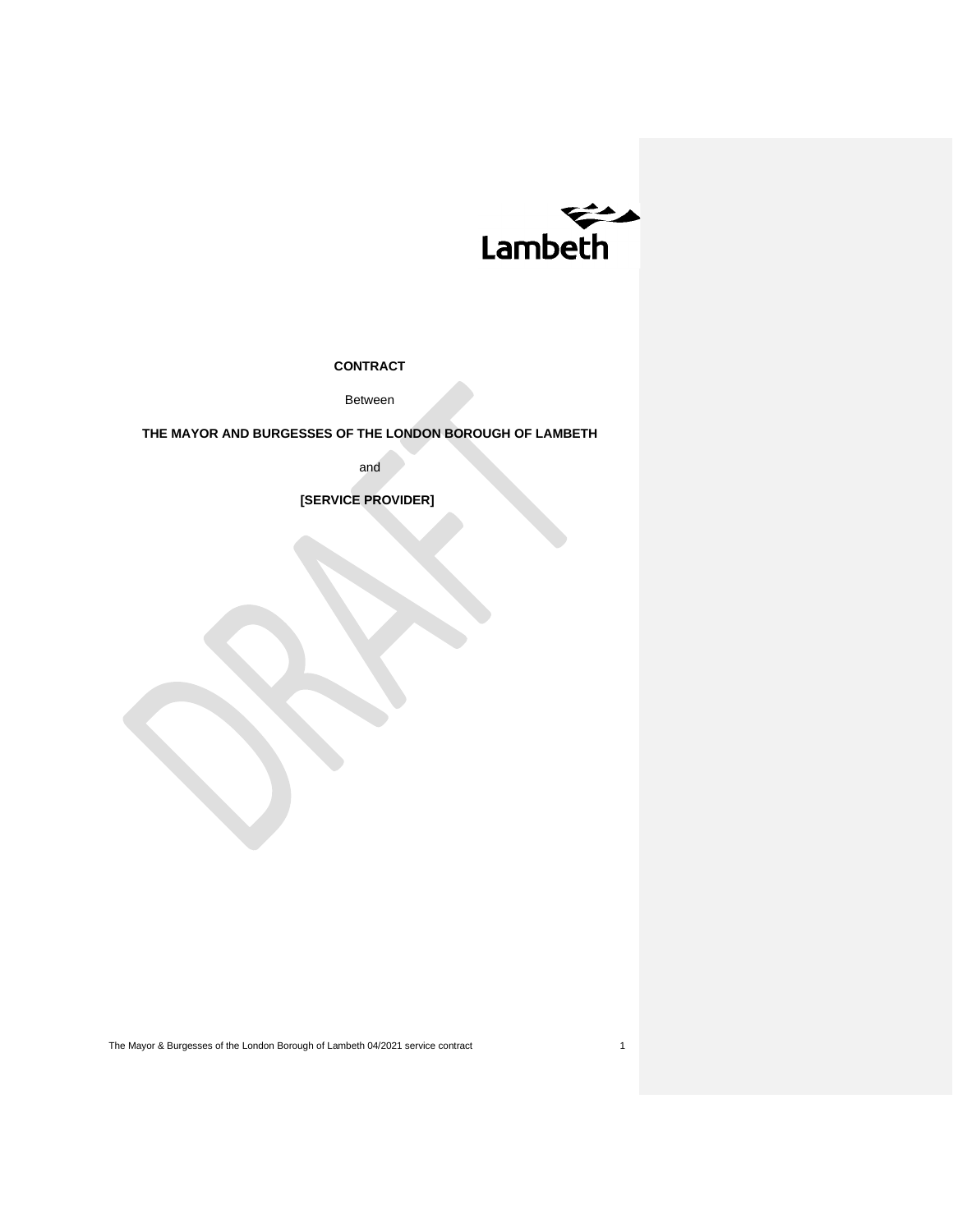Lambeth

**CONTRACT**

Between

**THE MAYOR AND BURGESSES OF THE LONDON BOROUGH OF LAMBETH**

and

**[SERVICE PROVIDER]**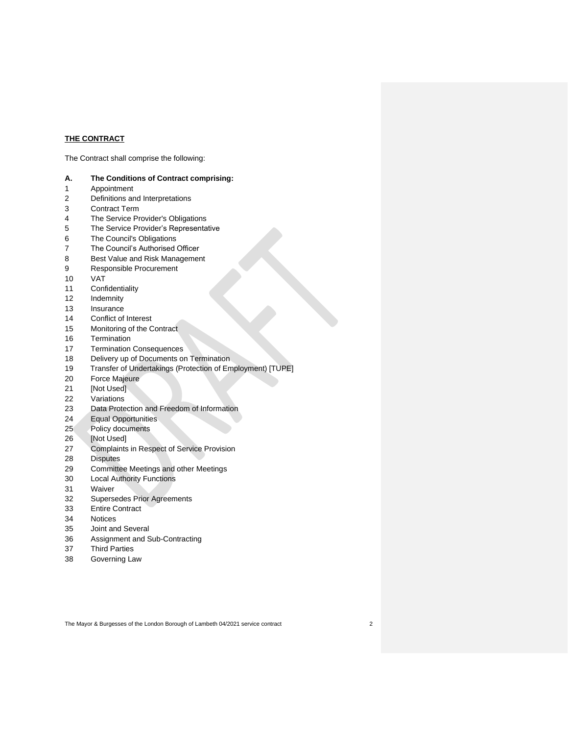**THE CONTRACT**

The Contract shall comprise the following:

**A. The Conditions of Contract comprising:**

1 Appointment
2 Definitions and Interpretations
3 Contract Term
4 The Service Provider's Obligations
5 The Service Provider's Representative
6 The Council's Obligations
7 The Council's Authorised Officer
8 Best Value and Risk Management
9 Responsible Procurement
10 VAT
11 Confidentiality
12 Indemnity
13 Insurance
14 Conflict of Interest
15 Monitoring of the Contract
16 Termination
17 Termination Consequences
18 Delivery up of Documents on Termination
19 Transfer of Undertakings (Protection of Employment) [TUPE]
20 Force Majeure
21 [Not Used]
22 Variations
23 Data Protection and Freedom of Information
24 Equal Opportunities
25 Policy documents
26 [Not Used]
27 Complaints in Respect of Service Provision
28 Disputes
29 Committee Meetings and other Meetings
30 Local Authority Functions
31 Waiver
32 Supersedes Prior Agreements
33 Entire Contract
34 Notices
35 Joint and Several
36 Assignment and Sub-Contracting
37 Third Parties
38 Governing Law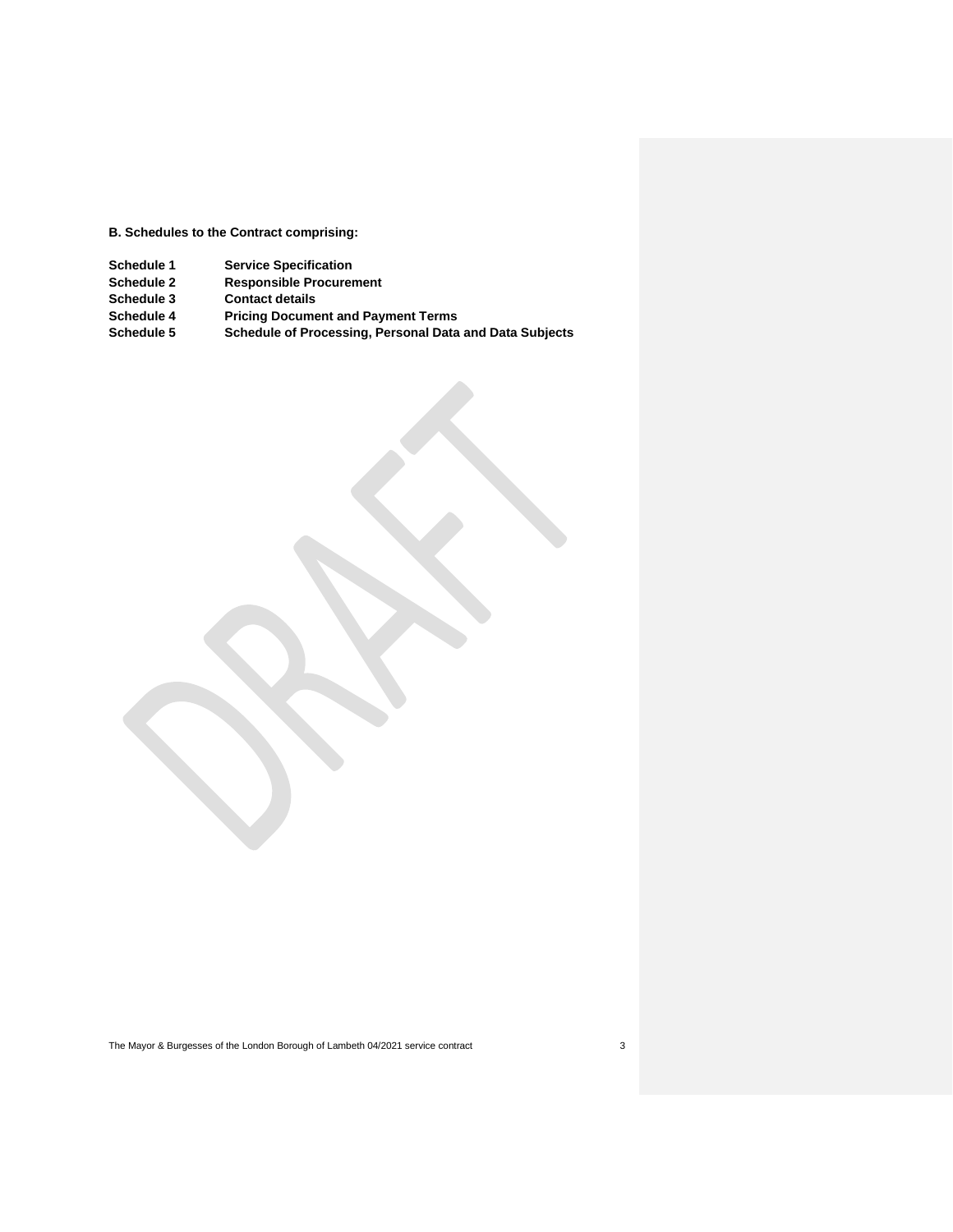**B. Schedules to the Contract comprising:**

| | |
|---|---|
| **Schedule 1** | **Service Specification** |
| **Schedule 2** | **Responsible Procurement** |
| **Schedule 3** | **Contact details** |
| **Schedule 4** | **Pricing Document and Payment Terms** |
| **Schedule 5** | **Schedule of Processing, Personal Data and Data Subjects** |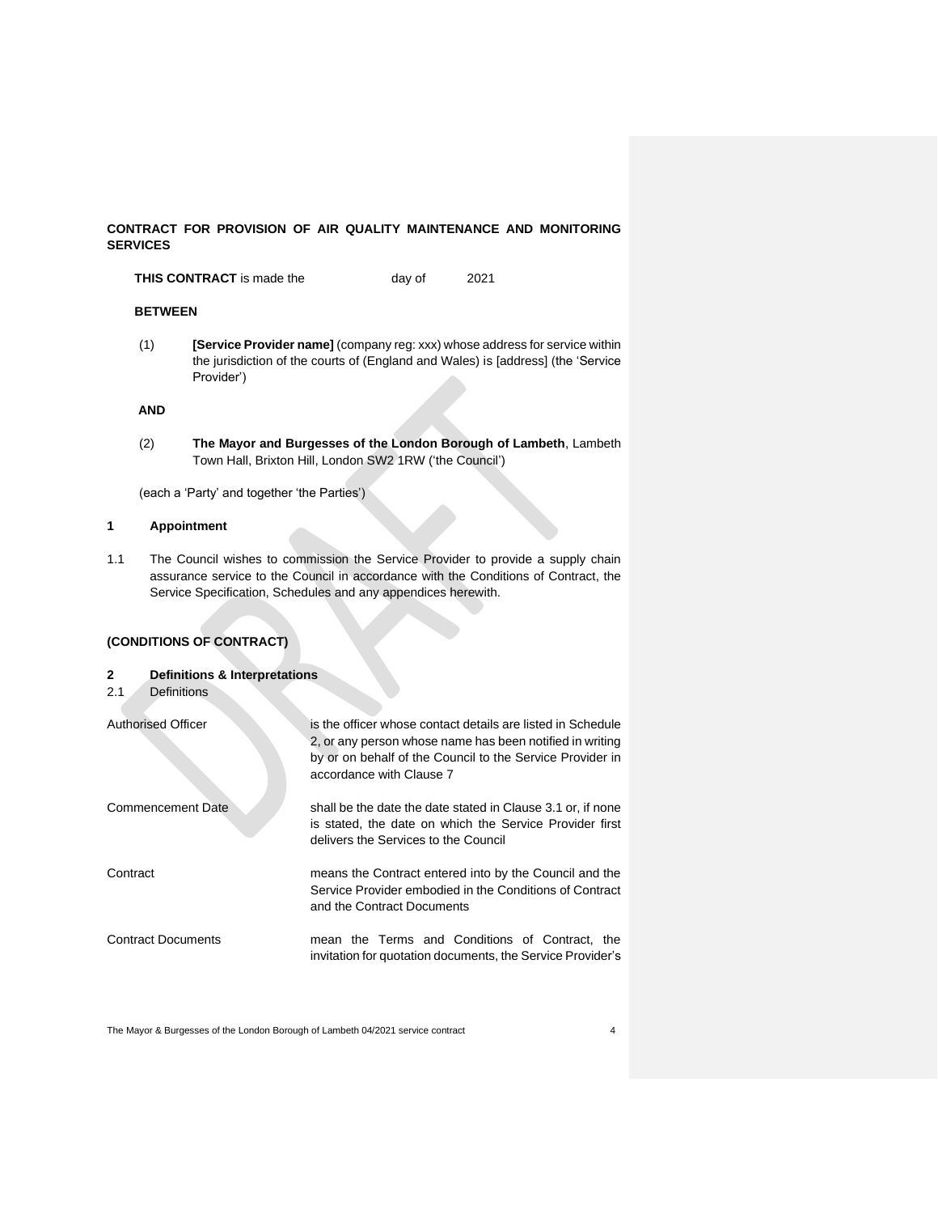**CONTRACT FOR PROVISION OF AIR QUALITY MAINTENANCE AND MONITORING SERVICES**

**THIS CONTRACT** is made the day of 2021

**BETWEEN**

(1) **[Service Provider name]** (company reg: xxx) whose address for service within the jurisdiction of the courts of (England and Wales) is [address] (the 'Service Provider')

**AND**

(2) **The Mayor and Burgesses of the London Borough of Lambeth**, Lambeth Town Hall, Brixton Hill, London SW2 1RW ('the Council')

(each a 'Party' and together 'the Parties')

## 1 Appointment

1.1 The Council wishes to commission the Service Provider to provide a supply chain assurance service to the Council in accordance with the Conditions of Contract, the Service Specification, Schedules and any appendices herewith.

## (CONDITIONS OF CONTRACT)

## 2 Definitions & Interpretations

2.1 Definitions

| | |
|---|---|
| Authorised Officer | is the officer whose contact details are listed in Schedule 2, or any person whose name has been notified in writing by or on behalf of the Council to the Service Provider in accordance with Clause 7 |
| Commencement Date | shall be the date the date stated in Clause 3.1 or, if none is stated, the date on which the Service Provider first delivers the Services to the Council |
| Contract | means the Contract entered into by the Council and the Service Provider embodied in the Conditions of Contract and the Contract Documents |
| Contract Documents | mean the Terms and Conditions of Contract, the invitation for quotation documents, the Service Provider's |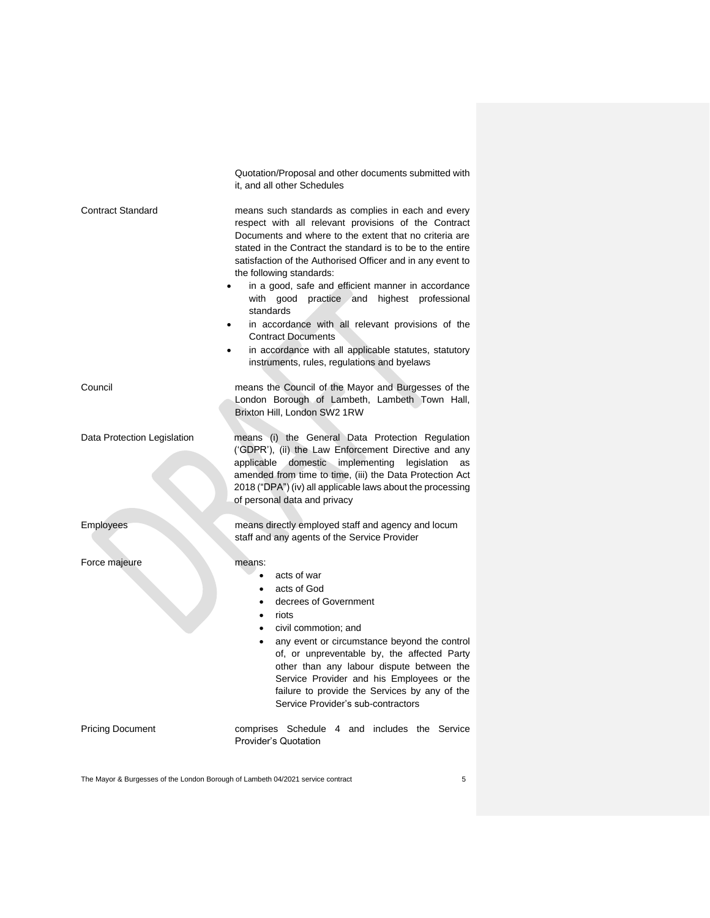| | |
|---|---|
| | Quotation/Proposal and other documents submitted with it, and all other Schedules |
| Contract Standard | means such standards as complies in each and every respect with all relevant provisions of the Contract Documents and where to the extent that no criteria are stated in the Contract the standard is to be to the entire satisfaction of the Authorised Officer and in any event to the following standards:<br>• in a good, safe and efficient manner in accordance with good practice and highest professional standards<br>• in accordance with all relevant provisions of the Contract Documents<br>• in accordance with all applicable statutes, statutory instruments, rules, regulations and byelaws |
| Council | means the Council of the Mayor and Burgesses of the London Borough of Lambeth, Lambeth Town Hall, Brixton Hill, London SW2 1RW |
| Data Protection Legislation | means (i) the General Data Protection Regulation ('GDPR'), (ii) the Law Enforcement Directive and any applicable domestic implementing legislation as amended from time to time, (iii) the Data Protection Act 2018 ("DPA") (iv) all applicable laws about the processing of personal data and privacy |
| Employees | means directly employed staff and agency and locum staff and any agents of the Service Provider |
| Force majeure | means:<br>• acts of war<br>• acts of God<br>• decrees of Government<br>• riots<br>• civil commotion; and<br>• any event or circumstance beyond the control of, or unpreventable by, the affected Party other than any labour dispute between the Service Provider and his Employees or the failure to provide the Services by any of the Service Provider's sub-contractors |
| Pricing Document | comprises Schedule 4 and includes the Service Provider's Quotation |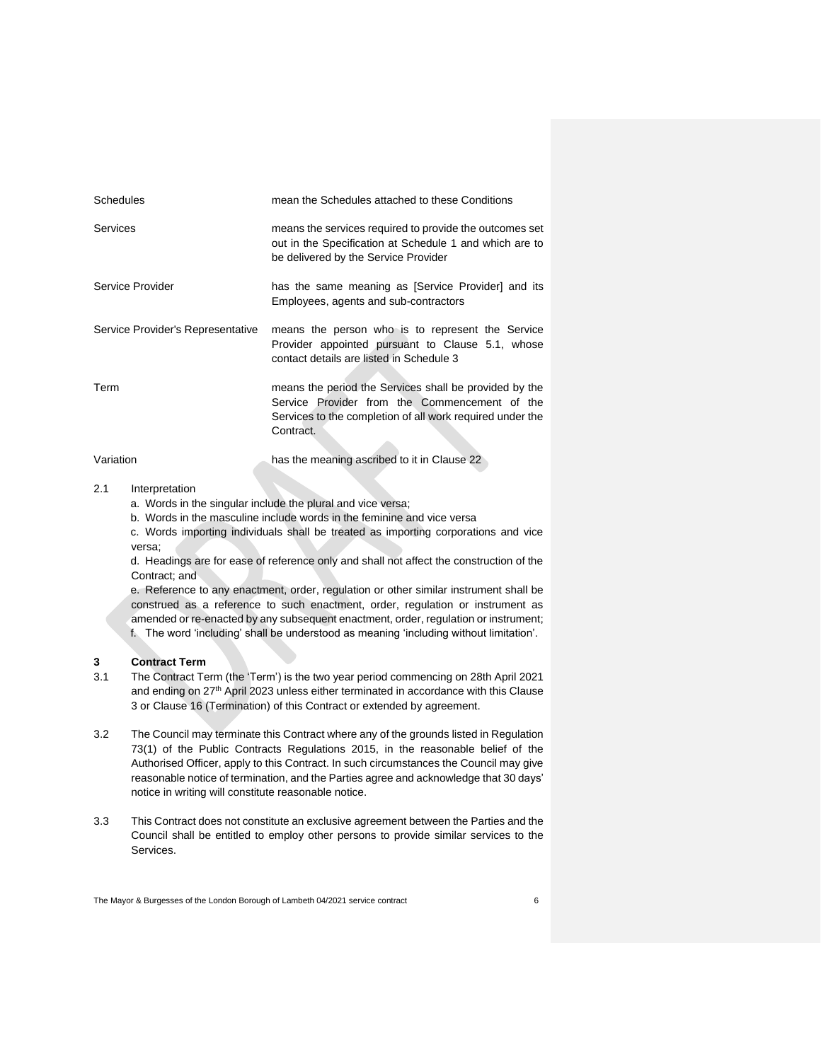| | |
|---|---|
| Schedules | mean the Schedules attached to these Conditions |
| Services | means the services required to provide the outcomes set out in the Specification at Schedule 1 and which are to be delivered by the Service Provider |
| Service Provider | has the same meaning as [Service Provider] and its Employees, agents and sub-contractors |
| Service Provider's Representative | means the person who is to represent the Service Provider appointed pursuant to Clause 5.1, whose contact details are listed in Schedule 3 |
| Term | means the period the Services shall be provided by the Service Provider from the Commencement of the Services to the completion of all work required under the Contract. |
| Variation | has the meaning ascribed to it in Clause 22 |

2.1 Interpretation

a. Words in the singular include the plural and vice versa;

b. Words in the masculine include words in the feminine and vice versa

c. Words importing individuals shall be treated as importing corporations and vice versa;

d. Headings are for ease of reference only and shall not affect the construction of the Contract; and

e. Reference to any enactment, order, regulation or other similar instrument shall be construed as a reference to such enactment, order, regulation or instrument as amended or re-enacted by any subsequent enactment, order, regulation or instrument;

f. The word 'including' shall be understood as meaning 'including without limitation'.

## 3 Contract Term

3.1 The Contract Term (the 'Term') is the two year period commencing on 28th April 2021 and ending on 27th April 2023 unless either terminated in accordance with this Clause 3 or Clause 16 (Termination) of this Contract or extended by agreement.

3.2 The Council may terminate this Contract where any of the grounds listed in Regulation 73(1) of the Public Contracts Regulations 2015, in the reasonable belief of the Authorised Officer, apply to this Contract. In such circumstances the Council may give reasonable notice of termination, and the Parties agree and acknowledge that 30 days' notice in writing will constitute reasonable notice.

3.3 This Contract does not constitute an exclusive agreement between the Parties and the Council shall be entitled to employ other persons to provide similar services to the Services.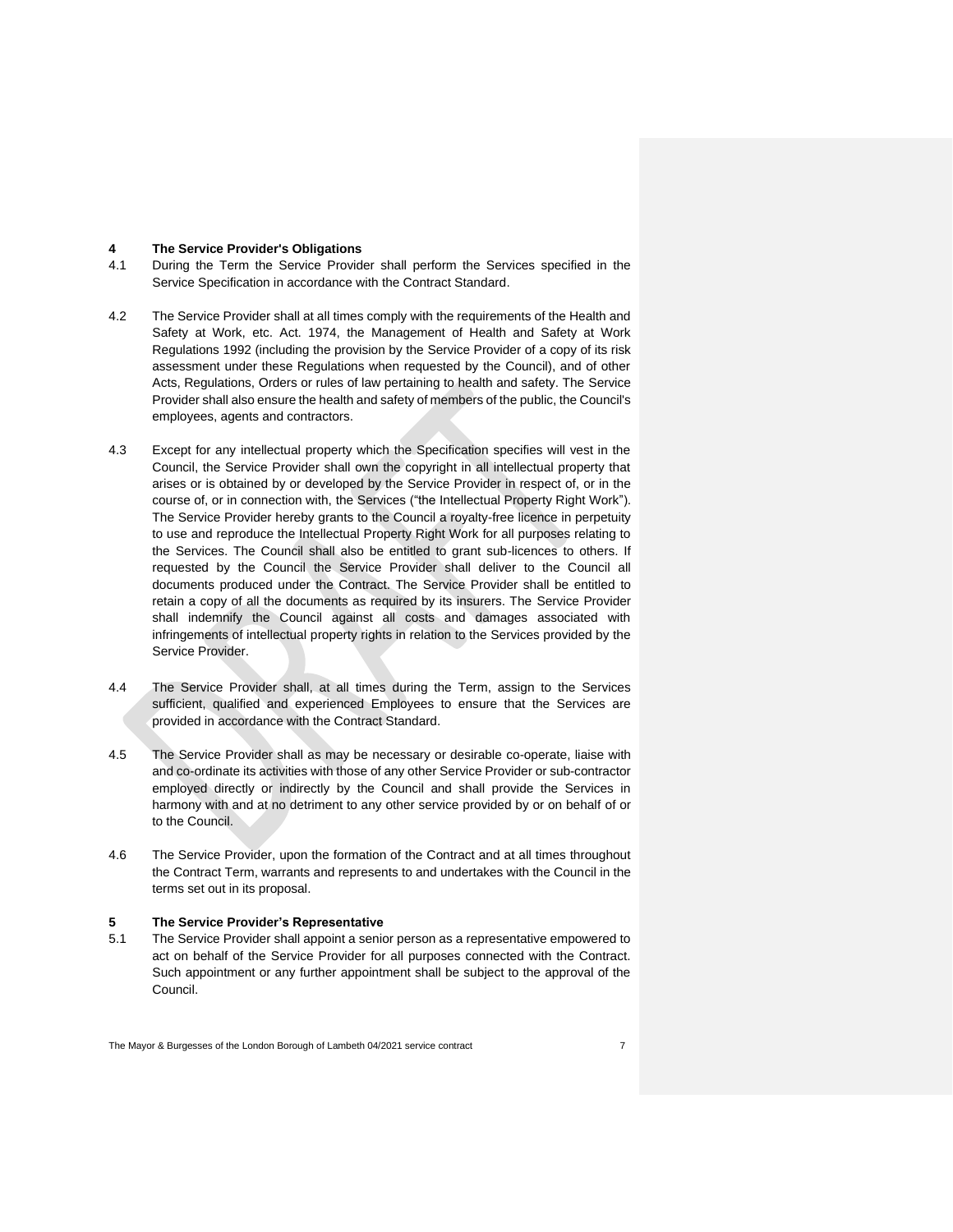## 4 The Service Provider's Obligations

4.1 During the Term the Service Provider shall perform the Services specified in the Service Specification in accordance with the Contract Standard.

4.2 The Service Provider shall at all times comply with the requirements of the Health and Safety at Work, etc. Act. 1974, the Management of Health and Safety at Work Regulations 1992 (including the provision by the Service Provider of a copy of its risk assessment under these Regulations when requested by the Council), and of other Acts, Regulations, Orders or rules of law pertaining to health and safety. The Service Provider shall also ensure the health and safety of members of the public, the Council's employees, agents and contractors.

4.3 Except for any intellectual property which the Specification specifies will vest in the Council, the Service Provider shall own the copyright in all intellectual property that arises or is obtained by or developed by the Service Provider in respect of, or in the course of, or in connection with, the Services ("the Intellectual Property Right Work"). The Service Provider hereby grants to the Council a royalty-free licence in perpetuity to use and reproduce the Intellectual Property Right Work for all purposes relating to the Services. The Council shall also be entitled to grant sub-licences to others. If requested by the Council the Service Provider shall deliver to the Council all documents produced under the Contract. The Service Provider shall be entitled to retain a copy of all the documents as required by its insurers. The Service Provider shall indemnify the Council against all costs and damages associated with infringements of intellectual property rights in relation to the Services provided by the Service Provider.

4.4 The Service Provider shall, at all times during the Term, assign to the Services sufficient, qualified and experienced Employees to ensure that the Services are provided in accordance with the Contract Standard.

4.5 The Service Provider shall as may be necessary or desirable co-operate, liaise with and co-ordinate its activities with those of any other Service Provider or sub-contractor employed directly or indirectly by the Council and shall provide the Services in harmony with and at no detriment to any other service provided by or on behalf of or to the Council.

4.6 The Service Provider, upon the formation of the Contract and at all times throughout the Contract Term, warrants and represents to and undertakes with the Council in the terms set out in its proposal.

## 5 The Service Provider's Representative

5.1 The Service Provider shall appoint a senior person as a representative empowered to act on behalf of the Service Provider for all purposes connected with the Contract. Such appointment or any further appointment shall be subject to the approval of the Council.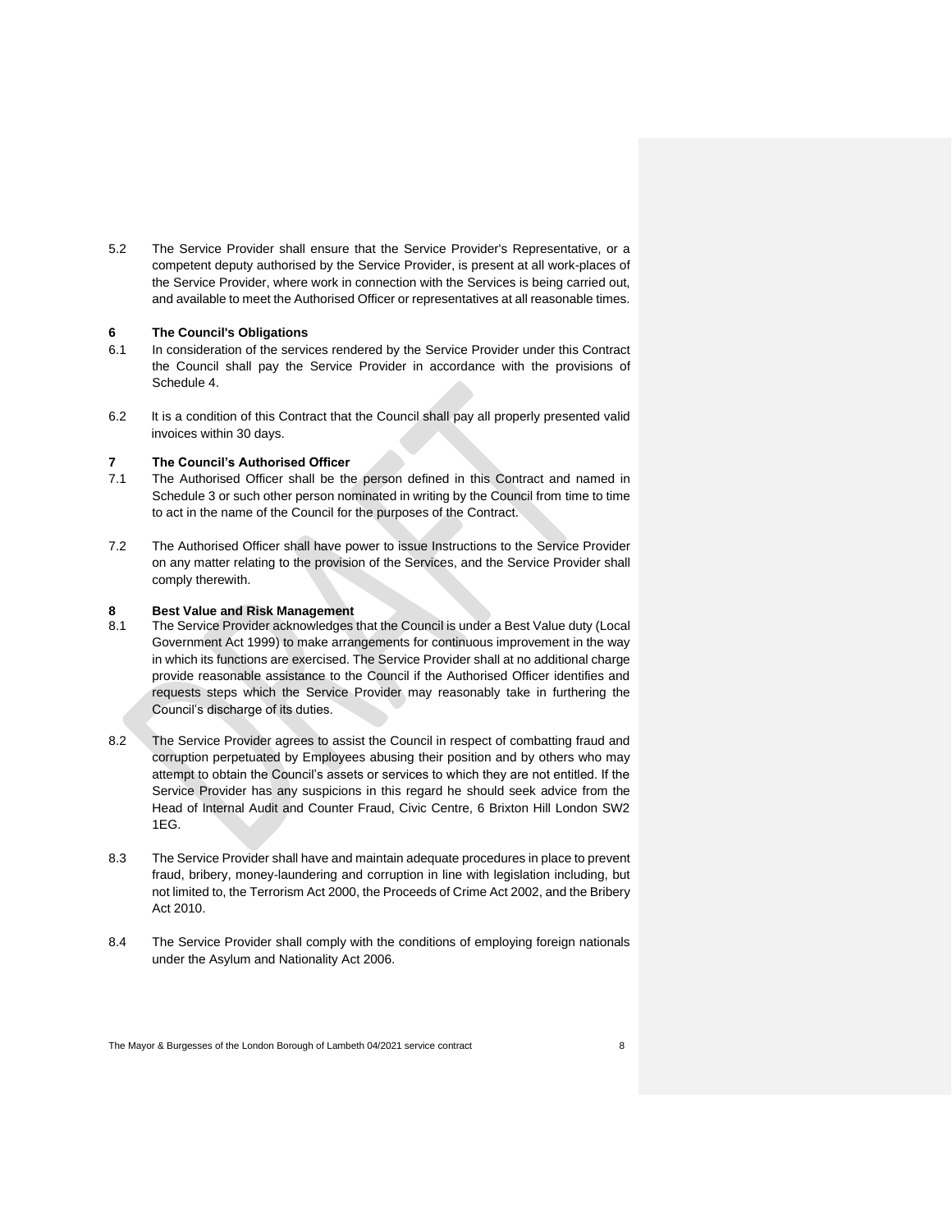5.2 The Service Provider shall ensure that the Service Provider's Representative, or a competent deputy authorised by the Service Provider, is present at all work-places of the Service Provider, where work in connection with the Services is being carried out, and available to meet the Authorised Officer or representatives at all reasonable times.

## 6 The Council's Obligations

6.1 In consideration of the services rendered by the Service Provider under this Contract the Council shall pay the Service Provider in accordance with the provisions of Schedule 4.

6.2 It is a condition of this Contract that the Council shall pay all properly presented valid invoices within 30 days.

## 7 The Council's Authorised Officer

7.1 The Authorised Officer shall be the person defined in this Contract and named in Schedule 3 or such other person nominated in writing by the Council from time to time to act in the name of the Council for the purposes of the Contract.

7.2 The Authorised Officer shall have power to issue Instructions to the Service Provider on any matter relating to the provision of the Services, and the Service Provider shall comply therewith.

## 8 Best Value and Risk Management

8.1 The Service Provider acknowledges that the Council is under a Best Value duty (Local Government Act 1999) to make arrangements for continuous improvement in the way in which its functions are exercised. The Service Provider shall at no additional charge provide reasonable assistance to the Council if the Authorised Officer identifies and requests steps which the Service Provider may reasonably take in furthering the Council's discharge of its duties.

8.2 The Service Provider agrees to assist the Council in respect of combatting fraud and corruption perpetuated by Employees abusing their position and by others who may attempt to obtain the Council's assets or services to which they are not entitled. If the Service Provider has any suspicions in this regard he should seek advice from the Head of Internal Audit and Counter Fraud, Civic Centre, 6 Brixton Hill London SW2 1EG.

8.3 The Service Provider shall have and maintain adequate procedures in place to prevent fraud, bribery, money-laundering and corruption in line with legislation including, but not limited to, the Terrorism Act 2000, the Proceeds of Crime Act 2002, and the Bribery Act 2010.

8.4 The Service Provider shall comply with the conditions of employing foreign nationals under the Asylum and Nationality Act 2006.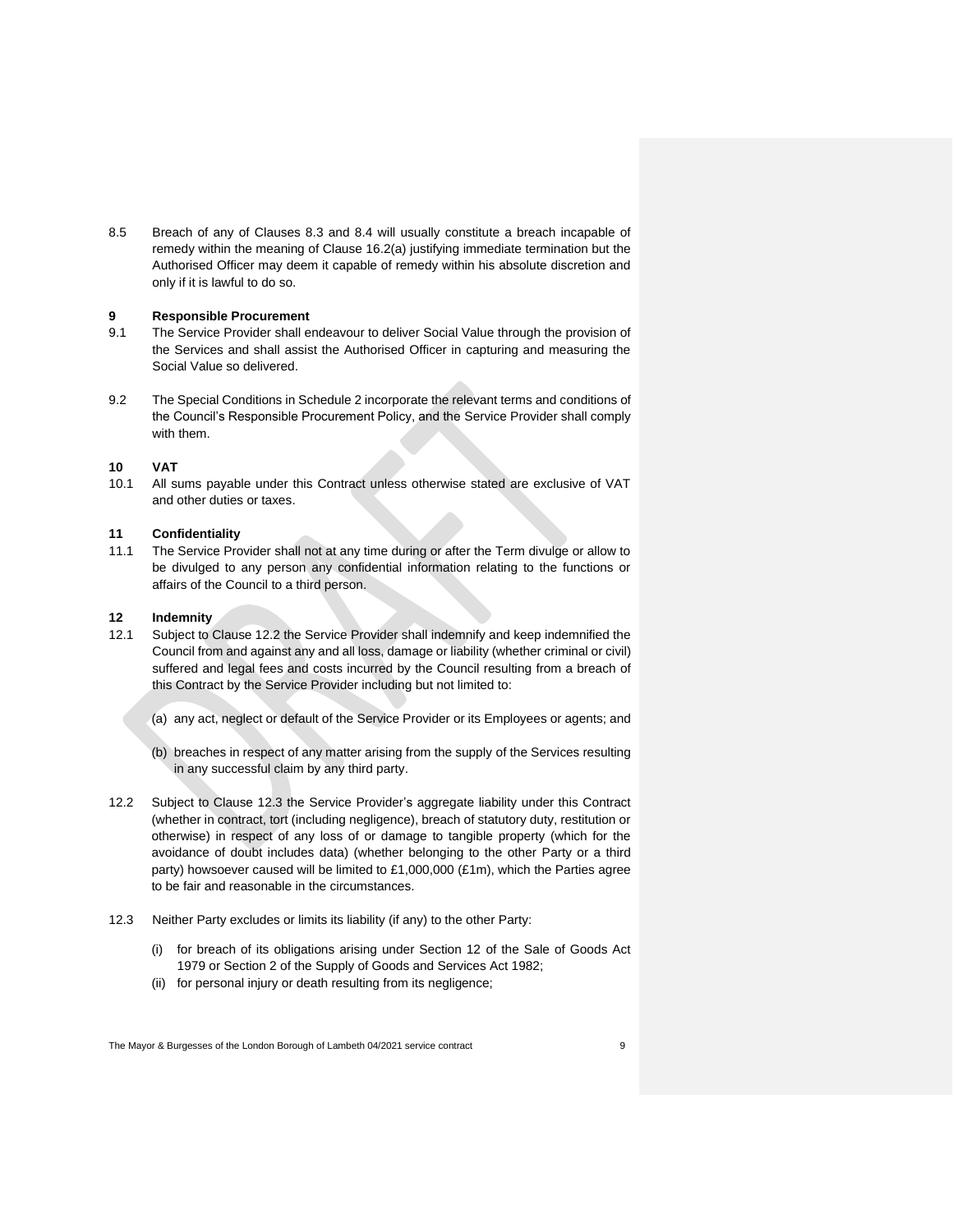8.5 Breach of any of Clauses 8.3 and 8.4 will usually constitute a breach incapable of remedy within the meaning of Clause 16.2(a) justifying immediate termination but the Authorised Officer may deem it capable of remedy within his absolute discretion and only if it is lawful to do so.

**9 Responsible Procurement**

9.1 The Service Provider shall endeavour to deliver Social Value through the provision of the Services and shall assist the Authorised Officer in capturing and measuring the Social Value so delivered.

9.2 The Special Conditions in Schedule 2 incorporate the relevant terms and conditions of the Council's Responsible Procurement Policy, and the Service Provider shall comply with them.

**10 VAT**

10.1 All sums payable under this Contract unless otherwise stated are exclusive of VAT and other duties or taxes.

**11 Confidentiality**

11.1 The Service Provider shall not at any time during or after the Term divulge or allow to be divulged to any person any confidential information relating to the functions or affairs of the Council to a third person.

**12 Indemnity**

12.1 Subject to Clause 12.2 the Service Provider shall indemnify and keep indemnified the Council from and against any and all loss, damage or liability (whether criminal or civil) suffered and legal fees and costs incurred by the Council resulting from a breach of this Contract by the Service Provider including but not limited to:

(a) any act, neglect or default of the Service Provider or its Employees or agents; and

(b) breaches in respect of any matter arising from the supply of the Services resulting in any successful claim by any third party.

12.2 Subject to Clause 12.3 the Service Provider's aggregate liability under this Contract (whether in contract, tort (including negligence), breach of statutory duty, restitution or otherwise) in respect of any loss of or damage to tangible property (which for the avoidance of doubt includes data) (whether belonging to the other Party or a third party) howsoever caused will be limited to £1,000,000 (£1m), which the Parties agree to be fair and reasonable in the circumstances.

12.3 Neither Party excludes or limits its liability (if any) to the other Party:

(i) for breach of its obligations arising under Section 12 of the Sale of Goods Act 1979 or Section 2 of the Supply of Goods and Services Act 1982;

(ii) for personal injury or death resulting from its negligence;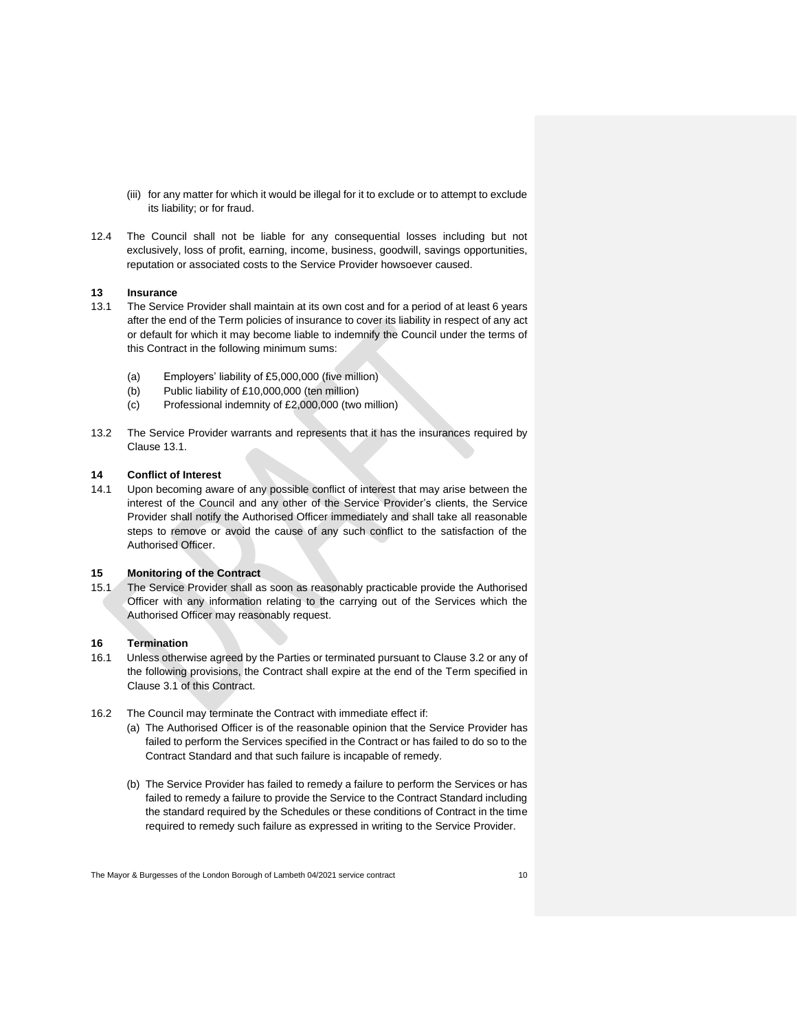(iii) for any matter for which it would be illegal for it to exclude or to attempt to exclude its liability; or for fraud.

12.4 The Council shall not be liable for any consequential losses including but not exclusively, loss of profit, earning, income, business, goodwill, savings opportunities, reputation or associated costs to the Service Provider howsoever caused.

**13 Insurance**

13.1 The Service Provider shall maintain at its own cost and for a period of at least 6 years after the end of the Term policies of insurance to cover its liability in respect of any act or default for which it may become liable to indemnify the Council under the terms of this Contract in the following minimum sums:

(a) Employers' liability of £5,000,000 (five million)
(b) Public liability of £10,000,000 (ten million)
(c) Professional indemnity of £2,000,000 (two million)

13.2 The Service Provider warrants and represents that it has the insurances required by Clause 13.1.

**14 Conflict of Interest**

14.1 Upon becoming aware of any possible conflict of interest that may arise between the interest of the Council and any other of the Service Provider's clients, the Service Provider shall notify the Authorised Officer immediately and shall take all reasonable steps to remove or avoid the cause of any such conflict to the satisfaction of the Authorised Officer.

**15 Monitoring of the Contract**

15.1 The Service Provider shall as soon as reasonably practicable provide the Authorised Officer with any information relating to the carrying out of the Services which the Authorised Officer may reasonably request.

**16 Termination**

16.1 Unless otherwise agreed by the Parties or terminated pursuant to Clause 3.2 or any of the following provisions, the Contract shall expire at the end of the Term specified in Clause 3.1 of this Contract.

16.2 The Council may terminate the Contract with immediate effect if:

(a) The Authorised Officer is of the reasonable opinion that the Service Provider has failed to perform the Services specified in the Contract or has failed to do so to the Contract Standard and that such failure is incapable of remedy.

(b) The Service Provider has failed to remedy a failure to perform the Services or has failed to remedy a failure to provide the Service to the Contract Standard including the standard required by the Schedules or these conditions of Contract in the time required to remedy such failure as expressed in writing to the Service Provider.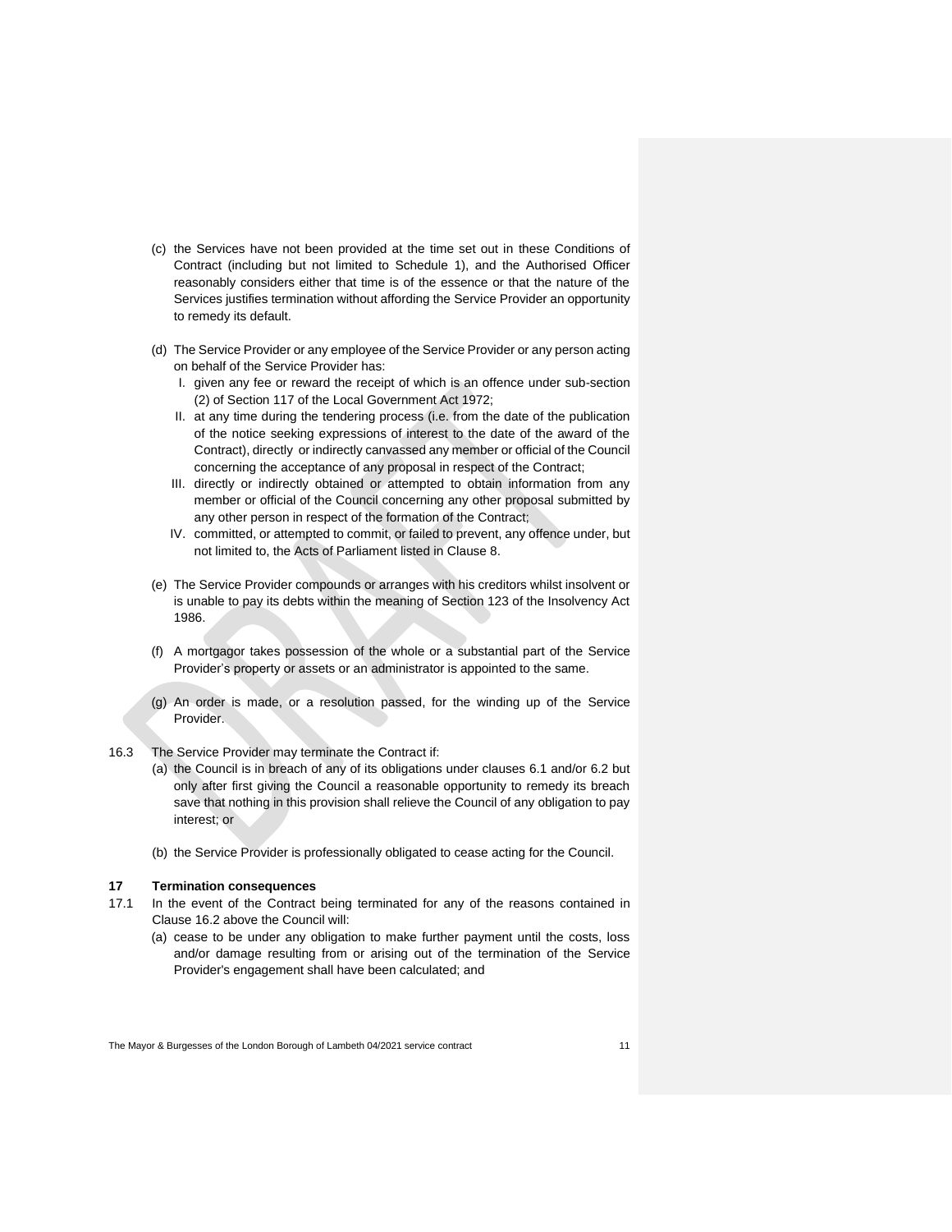(c) the Services have not been provided at the time set out in these Conditions of Contract (including but not limited to Schedule 1), and the Authorised Officer reasonably considers either that time is of the essence or that the nature of the Services justifies termination without affording the Service Provider an opportunity to remedy its default.

(d) The Service Provider or any employee of the Service Provider or any person acting on behalf of the Service Provider has:

  I. given any fee or reward the receipt of which is an offence under sub-section (2) of Section 117 of the Local Government Act 1972;

  II. at any time during the tendering process (i.e. from the date of the publication of the notice seeking expressions of interest to the date of the award of the Contract), directly or indirectly canvassed any member or official of the Council concerning the acceptance of any proposal in respect of the Contract;

  III. directly or indirectly obtained or attempted to obtain information from any member or official of the Council concerning any other proposal submitted by any other person in respect of the formation of the Contract;

  IV. committed, or attempted to commit, or failed to prevent, any offence under, but not limited to, the Acts of Parliament listed in Clause 8.

(e) The Service Provider compounds or arranges with his creditors whilst insolvent or is unable to pay its debts within the meaning of Section 123 of the Insolvency Act 1986.

(f) A mortgagor takes possession of the whole or a substantial part of the Service Provider's property or assets or an administrator is appointed to the same.

(g) An order is made, or a resolution passed, for the winding up of the Service Provider.

16.3 The Service Provider may terminate the Contract if:

(a) the Council is in breach of any of its obligations under clauses 6.1 and/or 6.2 but only after first giving the Council a reasonable opportunity to remedy its breach save that nothing in this provision shall relieve the Council of any obligation to pay interest; or

(b) the Service Provider is professionally obligated to cease acting for the Council.

**17 Termination consequences**

17.1 In the event of the Contract being terminated for any of the reasons contained in Clause 16.2 above the Council will:

(a) cease to be under any obligation to make further payment until the costs, loss and/or damage resulting from or arising out of the termination of the Service Provider's engagement shall have been calculated; and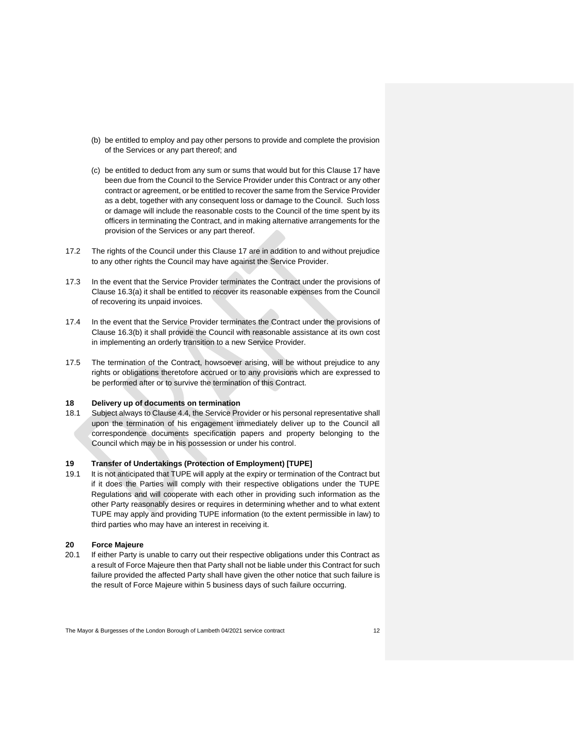(b) be entitled to employ and pay other persons to provide and complete the provision of the Services or any part thereof; and

(c) be entitled to deduct from any sum or sums that would but for this Clause 17 have been due from the Council to the Service Provider under this Contract or any other contract or agreement, or be entitled to recover the same from the Service Provider as a debt, together with any consequent loss or damage to the Council. Such loss or damage will include the reasonable costs to the Council of the time spent by its officers in terminating the Contract, and in making alternative arrangements for the provision of the Services or any part thereof.

17.2 The rights of the Council under this Clause 17 are in addition to and without prejudice to any other rights the Council may have against the Service Provider.

17.3 In the event that the Service Provider terminates the Contract under the provisions of Clause 16.3(a) it shall be entitled to recover its reasonable expenses from the Council of recovering its unpaid invoices.

17.4 In the event that the Service Provider terminates the Contract under the provisions of Clause 16.3(b) it shall provide the Council with reasonable assistance at its own cost in implementing an orderly transition to a new Service Provider.

17.5 The termination of the Contract, howsoever arising, will be without prejudice to any rights or obligations theretofore accrued or to any provisions which are expressed to be performed after or to survive the termination of this Contract.

## 18 Delivery up of documents on termination

18.1 Subject always to Clause 4.4, the Service Provider or his personal representative shall upon the termination of his engagement immediately deliver up to the Council all correspondence documents specification papers and property belonging to the Council which may be in his possession or under his control.

## 19 Transfer of Undertakings (Protection of Employment) [TUPE]

19.1 It is not anticipated that TUPE will apply at the expiry or termination of the Contract but if it does the Parties will comply with their respective obligations under the TUPE Regulations and will cooperate with each other in providing such information as the other Party reasonably desires or requires in determining whether and to what extent TUPE may apply and providing TUPE information (to the extent permissible in law) to third parties who may have an interest in receiving it.

## 20 Force Majeure

20.1 If either Party is unable to carry out their respective obligations under this Contract as a result of Force Majeure then that Party shall not be liable under this Contract for such failure provided the affected Party shall have given the other notice that such failure is the result of Force Majeure within 5 business days of such failure occurring.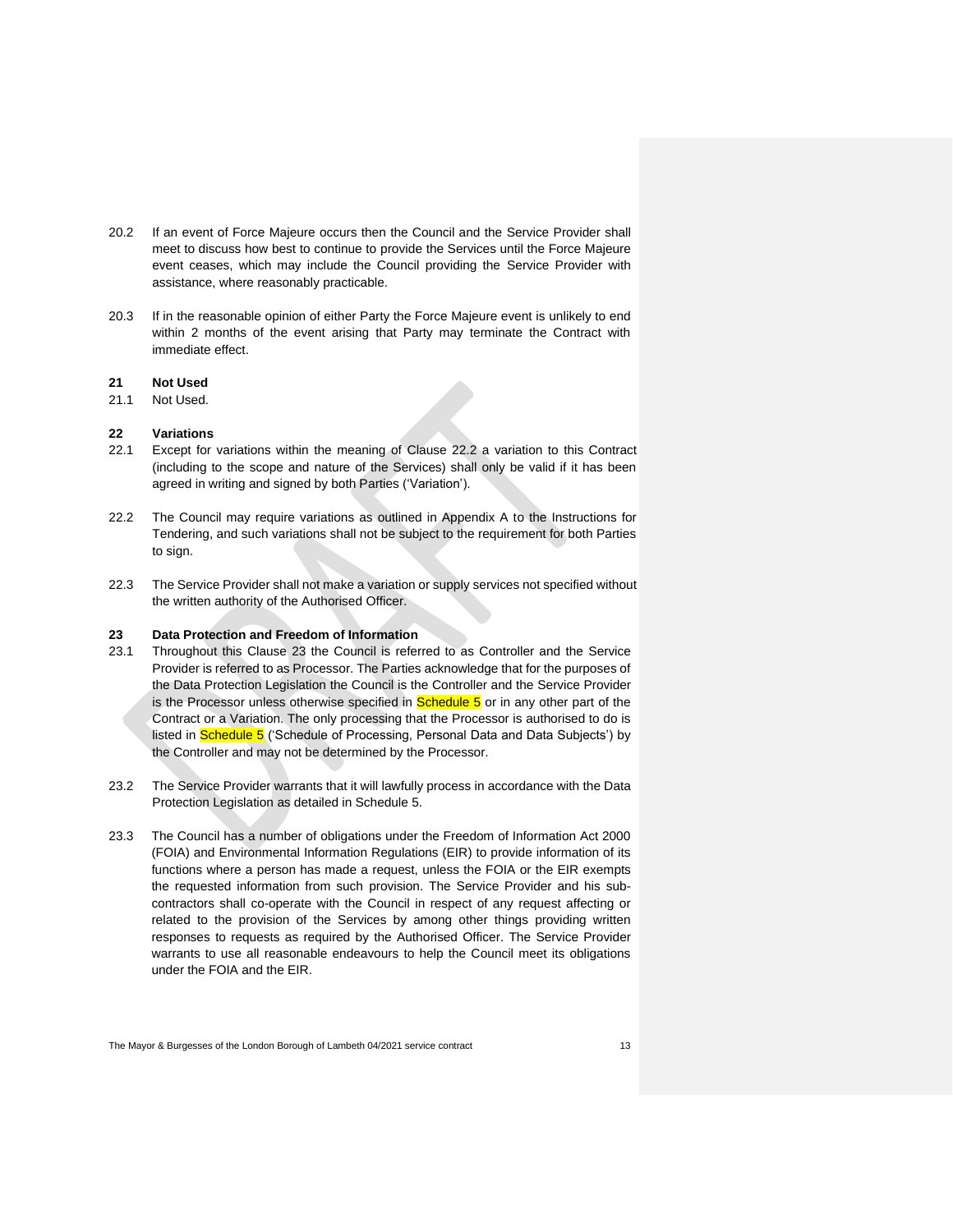20.2 If an event of Force Majeure occurs then the Council and the Service Provider shall meet to discuss how best to continue to provide the Services until the Force Majeure event ceases, which may include the Council providing the Service Provider with assistance, where reasonably practicable.

20.3 If in the reasonable opinion of either Party the Force Majeure event is unlikely to end within 2 months of the event arising that Party may terminate the Contract with immediate effect.

**21 Not Used**

21.1 Not Used.

**22 Variations**

22.1 Except for variations within the meaning of Clause 22.2 a variation to this Contract (including to the scope and nature of the Services) shall only be valid if it has been agreed in writing and signed by both Parties ('Variation').

22.2 The Council may require variations as outlined in Appendix A to the Instructions for Tendering, and such variations shall not be subject to the requirement for both Parties to sign.

22.3 The Service Provider shall not make a variation or supply services not specified without the written authority of the Authorised Officer.

**23 Data Protection and Freedom of Information**

23.1 Throughout this Clause 23 the Council is referred to as Controller and the Service Provider is referred to as Processor. The Parties acknowledge that for the purposes of the Data Protection Legislation the Council is the Controller and the Service Provider is the Processor unless otherwise specified in Schedule 5 or in any other part of the Contract or a Variation. The only processing that the Processor is authorised to do is listed in Schedule 5 ('Schedule of Processing, Personal Data and Data Subjects') by the Controller and may not be determined by the Processor.

23.2 The Service Provider warrants that it will lawfully process in accordance with the Data Protection Legislation as detailed in Schedule 5.

23.3 The Council has a number of obligations under the Freedom of Information Act 2000 (FOIA) and Environmental Information Regulations (EIR) to provide information of its functions where a person has made a request, unless the FOIA or the EIR exempts the requested information from such provision. The Service Provider and his sub-contractors shall co-operate with the Council in respect of any request affecting or related to the provision of the Services by among other things providing written responses to requests as required by the Authorised Officer. The Service Provider warrants to use all reasonable endeavours to help the Council meet its obligations under the FOIA and the EIR.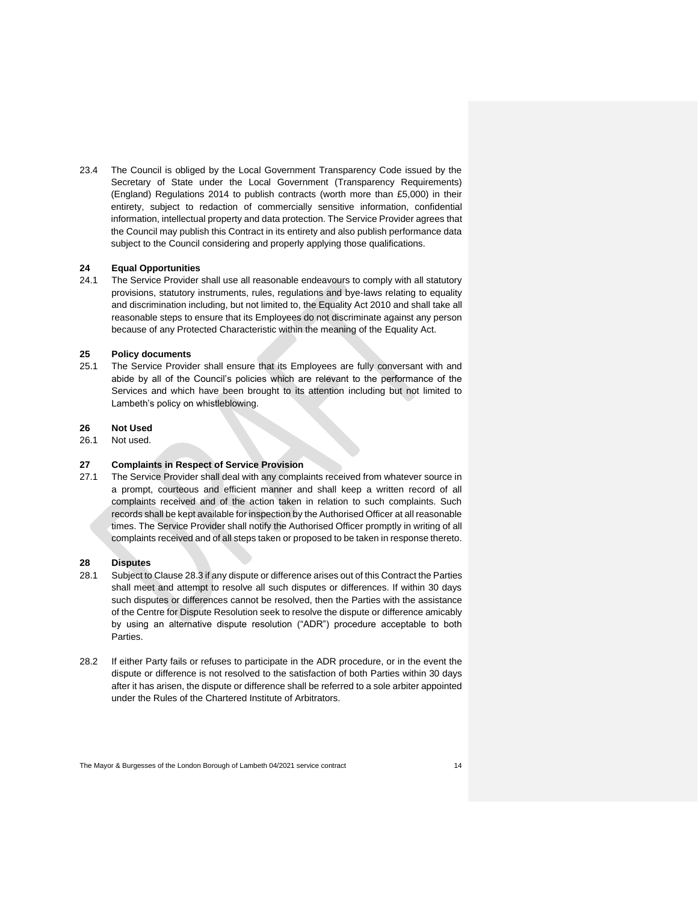23.4 The Council is obliged by the Local Government Transparency Code issued by the Secretary of State under the Local Government (Transparency Requirements) (England) Regulations 2014 to publish contracts (worth more than £5,000) in their entirety, subject to redaction of commercially sensitive information, confidential information, intellectual property and data protection. The Service Provider agrees that the Council may publish this Contract in its entirety and also publish performance data subject to the Council considering and properly applying those qualifications.

**24 Equal Opportunities**

24.1 The Service Provider shall use all reasonable endeavours to comply with all statutory provisions, statutory instruments, rules, regulations and bye-laws relating to equality and discrimination including, but not limited to, the Equality Act 2010 and shall take all reasonable steps to ensure that its Employees do not discriminate against any person because of any Protected Characteristic within the meaning of the Equality Act.

**25 Policy documents**

25.1 The Service Provider shall ensure that its Employees are fully conversant with and abide by all of the Council's policies which are relevant to the performance of the Services and which have been brought to its attention including but not limited to Lambeth's policy on whistleblowing.

**26 Not Used**

26.1 Not used.

**27 Complaints in Respect of Service Provision**

27.1 The Service Provider shall deal with any complaints received from whatever source in a prompt, courteous and efficient manner and shall keep a written record of all complaints received and of the action taken in relation to such complaints. Such records shall be kept available for inspection by the Authorised Officer at all reasonable times. The Service Provider shall notify the Authorised Officer promptly in writing of all complaints received and of all steps taken or proposed to be taken in response thereto.

**28 Disputes**

28.1 Subject to Clause 28.3 if any dispute or difference arises out of this Contract the Parties shall meet and attempt to resolve all such disputes or differences. If within 30 days such disputes or differences cannot be resolved, then the Parties with the assistance of the Centre for Dispute Resolution seek to resolve the dispute or difference amicably by using an alternative dispute resolution ("ADR") procedure acceptable to both Parties.

28.2 If either Party fails or refuses to participate in the ADR procedure, or in the event the dispute or difference is not resolved to the satisfaction of both Parties within 30 days after it has arisen, the dispute or difference shall be referred to a sole arbiter appointed under the Rules of the Chartered Institute of Arbitrators.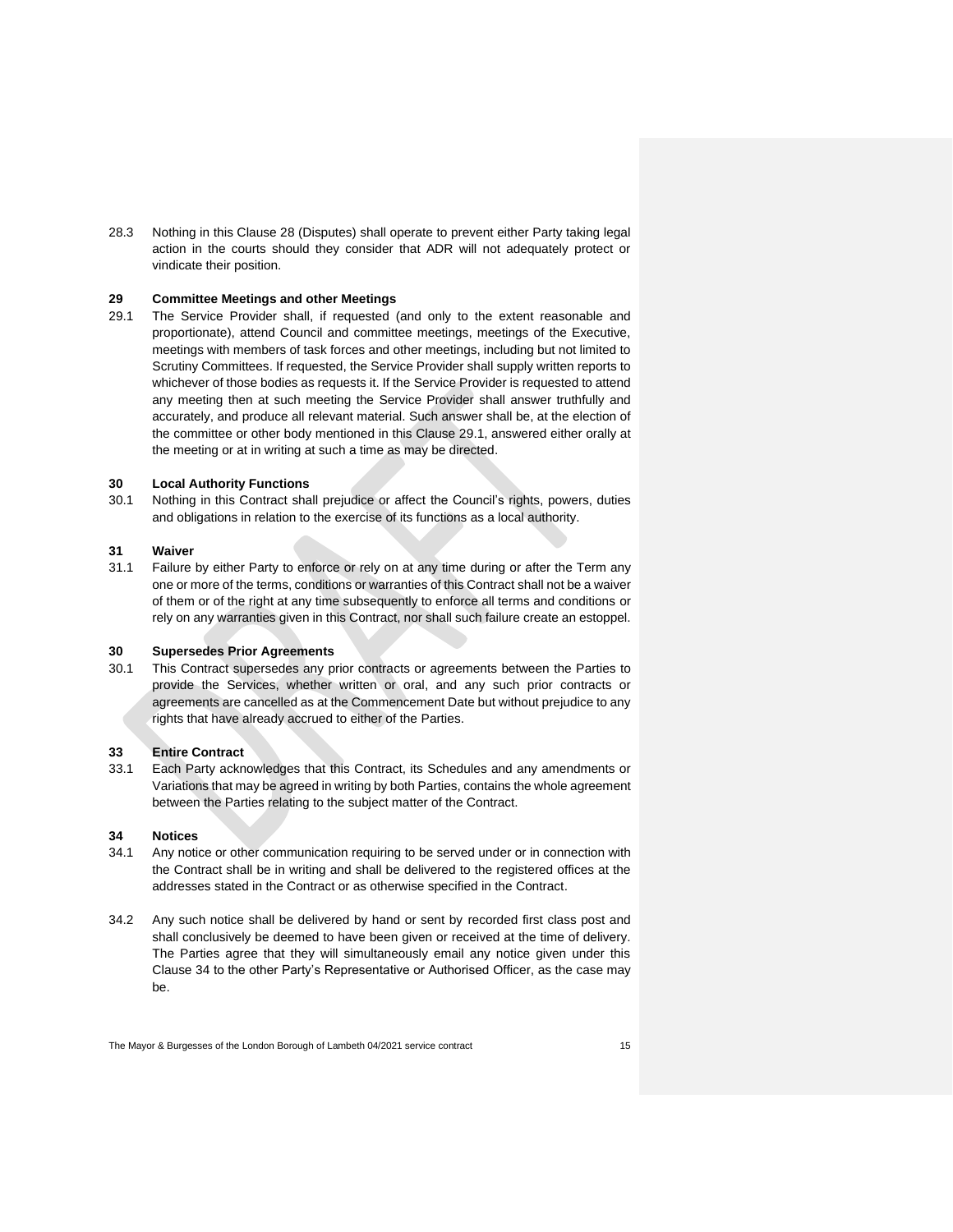28.3 Nothing in this Clause 28 (Disputes) shall operate to prevent either Party taking legal action in the courts should they consider that ADR will not adequately protect or vindicate their position.

## 29 Committee Meetings and other Meetings

29.1 The Service Provider shall, if requested (and only to the extent reasonable and proportionate), attend Council and committee meetings, meetings of the Executive, meetings with members of task forces and other meetings, including but not limited to Scrutiny Committees. If requested, the Service Provider shall supply written reports to whichever of those bodies as requests it. If the Service Provider is requested to attend any meeting then at such meeting the Service Provider shall answer truthfully and accurately, and produce all relevant material. Such answer shall be, at the election of the committee or other body mentioned in this Clause 29.1, answered either orally at the meeting or at in writing at such a time as may be directed.

## 30 Local Authority Functions

30.1 Nothing in this Contract shall prejudice or affect the Council's rights, powers, duties and obligations in relation to the exercise of its functions as a local authority.

## 31 Waiver

31.1 Failure by either Party to enforce or rely on at any time during or after the Term any one or more of the terms, conditions or warranties of this Contract shall not be a waiver of them or of the right at any time subsequently to enforce all terms and conditions or rely on any warranties given in this Contract, nor shall such failure create an estoppel.

## 30 Supersedes Prior Agreements

30.1 This Contract supersedes any prior contracts or agreements between the Parties to provide the Services, whether written or oral, and any such prior contracts or agreements are cancelled as at the Commencement Date but without prejudice to any rights that have already accrued to either of the Parties.

## 33 Entire Contract

33.1 Each Party acknowledges that this Contract, its Schedules and any amendments or Variations that may be agreed in writing by both Parties, contains the whole agreement between the Parties relating to the subject matter of the Contract.

## 34 Notices

34.1 Any notice or other communication requiring to be served under or in connection with the Contract shall be in writing and shall be delivered to the registered offices at the addresses stated in the Contract or as otherwise specified in the Contract.

34.2 Any such notice shall be delivered by hand or sent by recorded first class post and shall conclusively be deemed to have been given or received at the time of delivery. The Parties agree that they will simultaneously email any notice given under this Clause 34 to the other Party's Representative or Authorised Officer, as the case may be.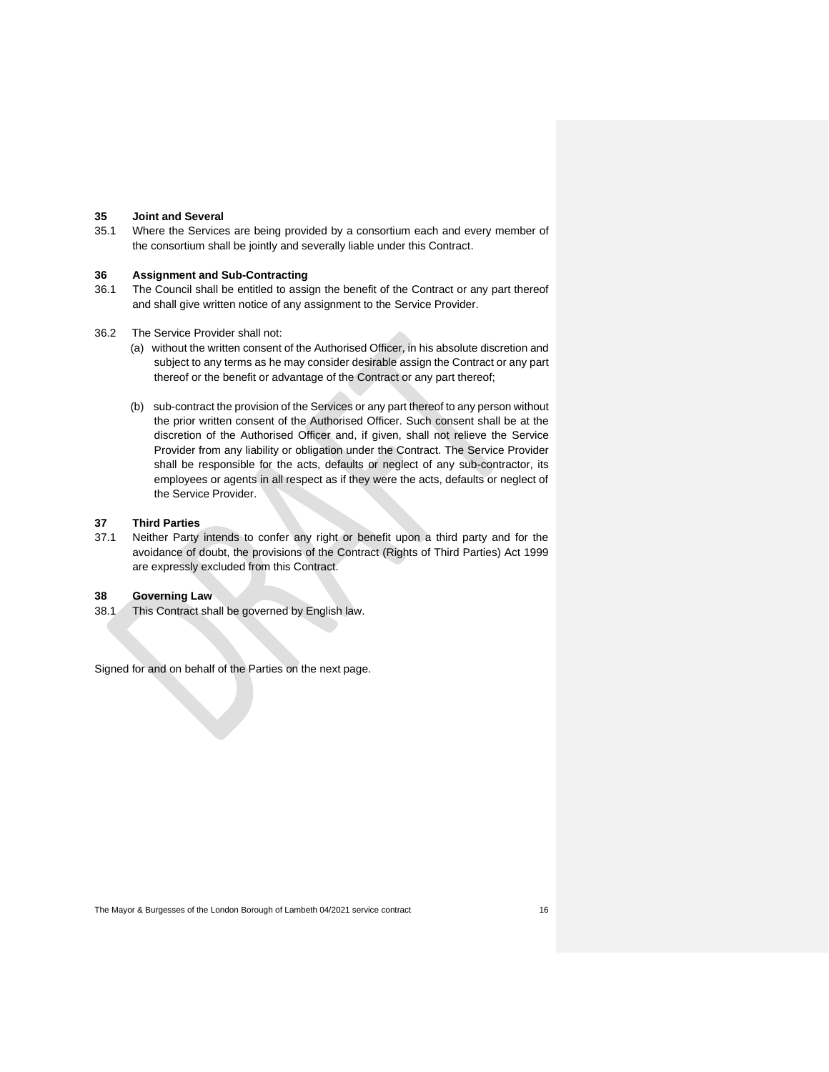## 35 Joint and Several

35.1 Where the Services are being provided by a consortium each and every member of the consortium shall be jointly and severally liable under this Contract.

## 36 Assignment and Sub-Contracting

36.1 The Council shall be entitled to assign the benefit of the Contract or any part thereof and shall give written notice of any assignment to the Service Provider.

36.2 The Service Provider shall not:

(a) without the written consent of the Authorised Officer, in his absolute discretion and subject to any terms as he may consider desirable assign the Contract or any part thereof or the benefit or advantage of the Contract or any part thereof;

(b) sub-contract the provision of the Services or any part thereof to any person without the prior written consent of the Authorised Officer. Such consent shall be at the discretion of the Authorised Officer and, if given, shall not relieve the Service Provider from any liability or obligation under the Contract. The Service Provider shall be responsible for the acts, defaults or neglect of any sub-contractor, its employees or agents in all respect as if they were the acts, defaults or neglect of the Service Provider.

## 37 Third Parties

37.1 Neither Party intends to confer any right or benefit upon a third party and for the avoidance of doubt, the provisions of the Contract (Rights of Third Parties) Act 1999 are expressly excluded from this Contract.

## 38 Governing Law

38.1 This Contract shall be governed by English law.

Signed for and on behalf of the Parties on the next page.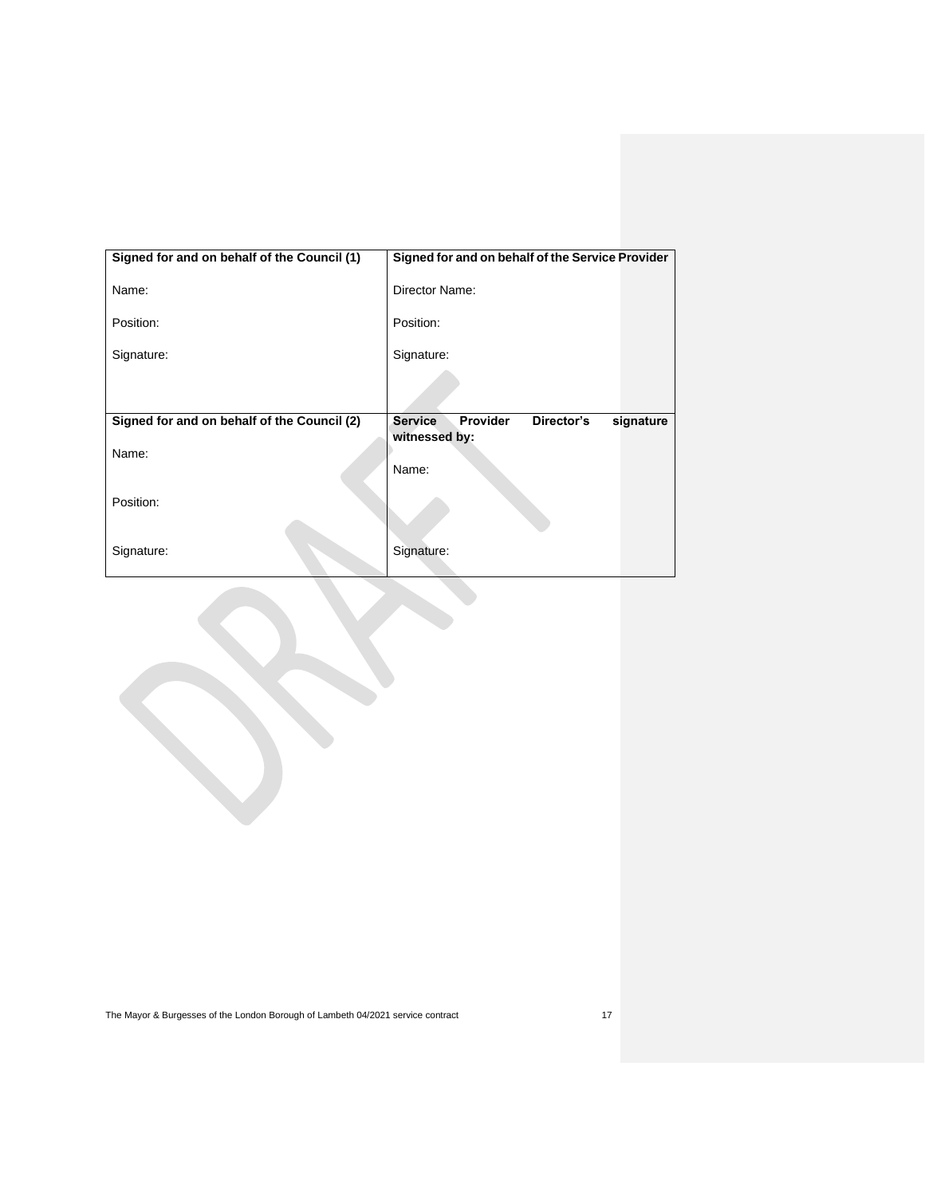| **Signed for and on behalf of the Council (1)** | **Signed for and on behalf of the Service Provider** |
| --- | --- |
| Name: | Director Name: |
| Position: | Position: |
| Signature: | Signature: |
| **Signed for and on behalf of the Council (2)** | **Service Provider Director's signature witnessed by:** |
| Name: | Name: |
| Position: | |
| Signature: | Signature: |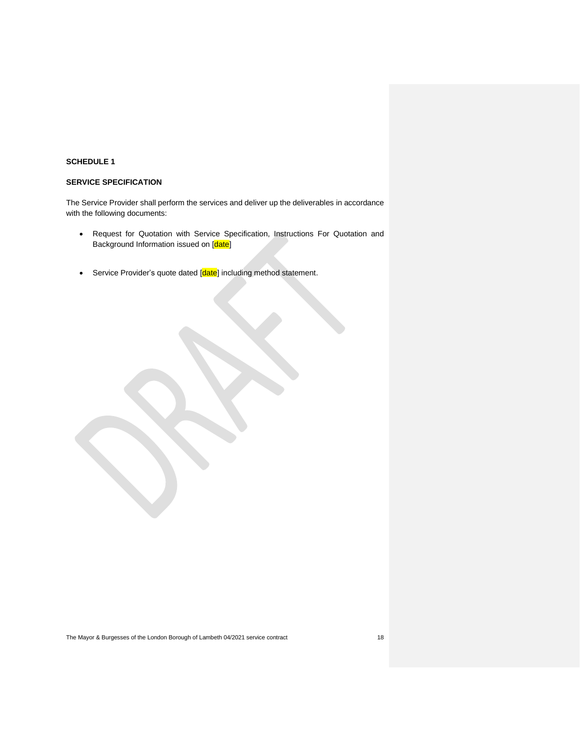**SCHEDULE 1**

**SERVICE SPECIFICATION**

The Service Provider shall perform the services and deliver up the deliverables in accordance with the following documents:

- Request for Quotation with Service Specification, Instructions For Quotation and Background Information issued on [date]
- Service Provider's quote dated [date] including method statement.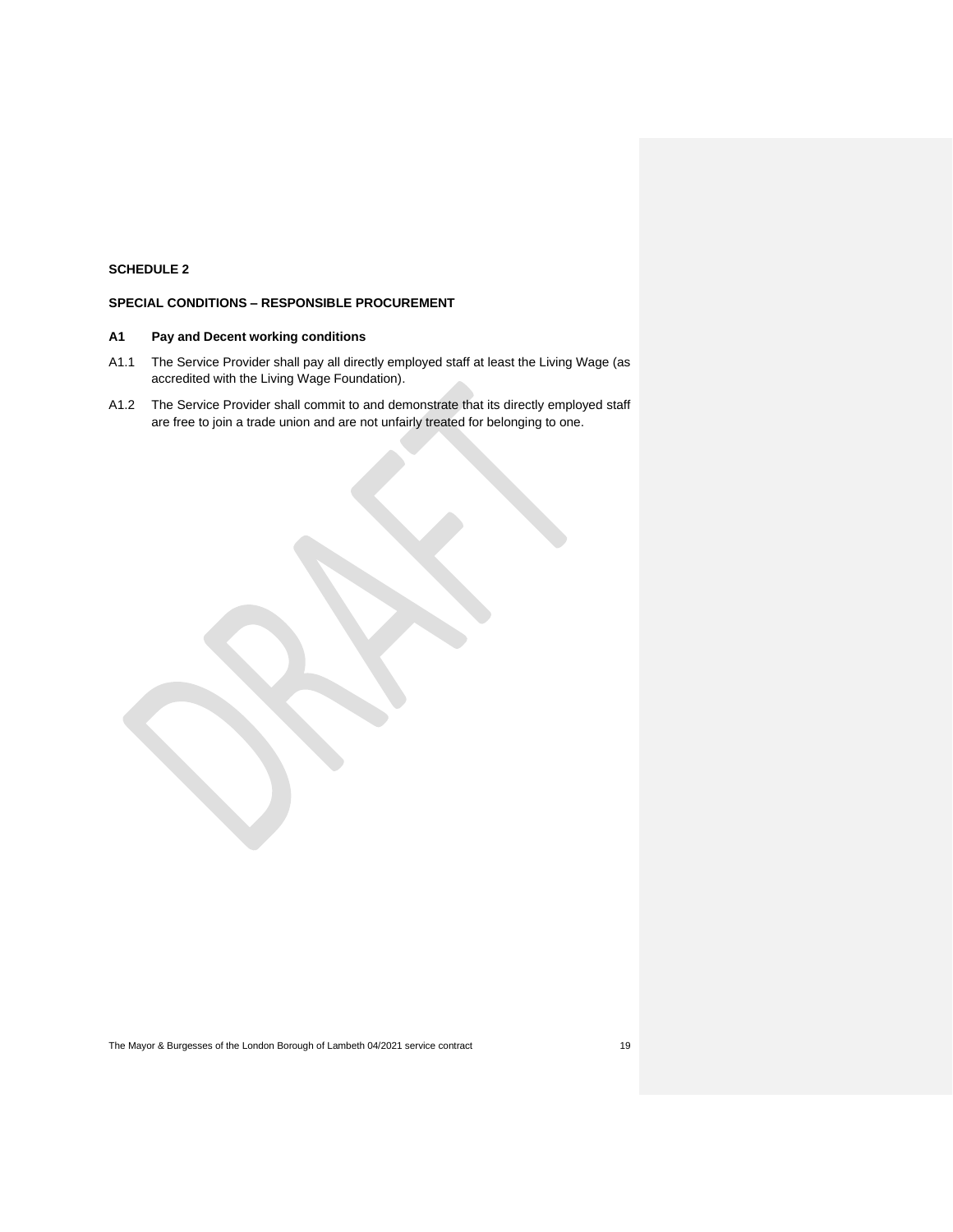**SCHEDULE 2**

**SPECIAL CONDITIONS – RESPONSIBLE PROCUREMENT**

**A1 Pay and Decent working conditions**

A1.1 The Service Provider shall pay all directly employed staff at least the Living Wage (as accredited with the Living Wage Foundation).

A1.2 The Service Provider shall commit to and demonstrate that its directly employed staff are free to join a trade union and are not unfairly treated for belonging to one.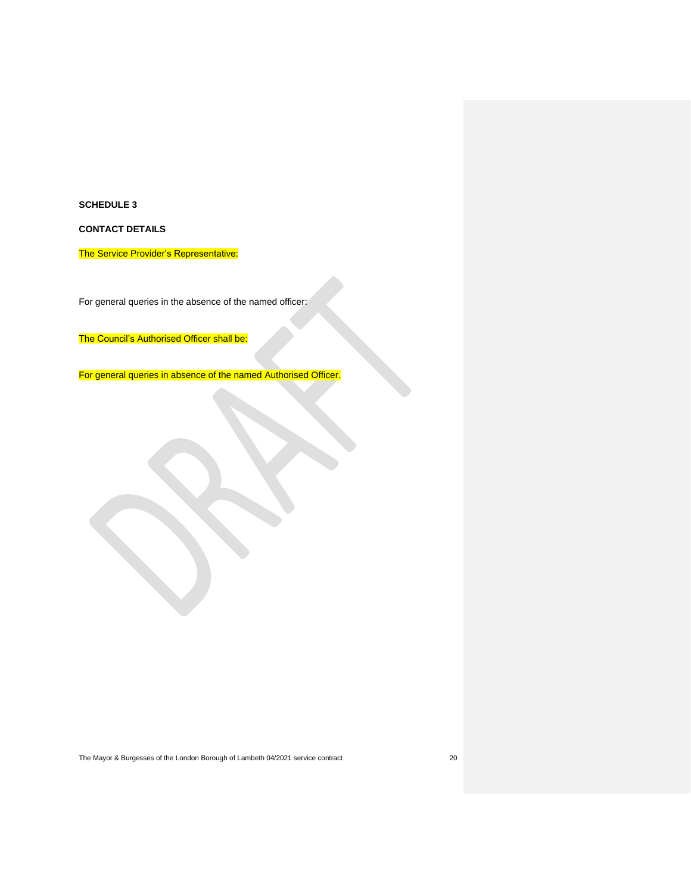**SCHEDULE 3**

**CONTACT DETAILS**

The Service Provider's Representative:

For general queries in the absence of the named officer:

The Council's Authorised Officer shall be:

For general queries in absence of the named Authorised Officer.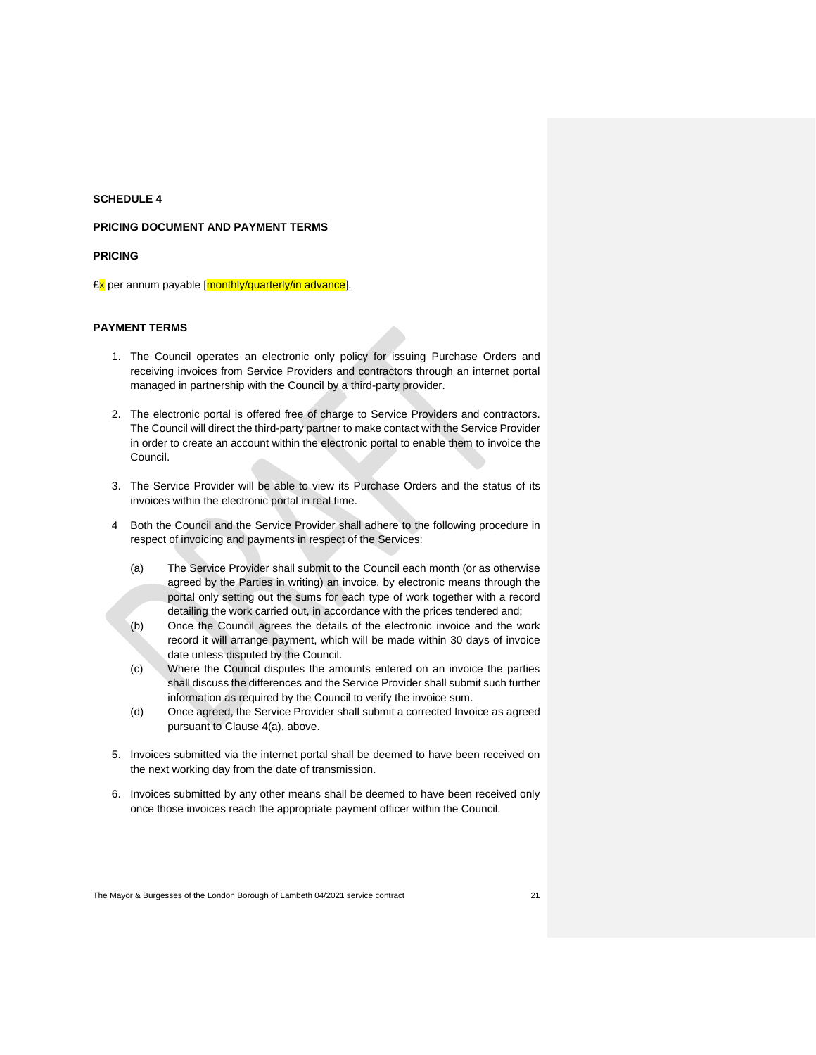**SCHEDULE 4**

**PRICING DOCUMENT AND PAYMENT TERMS**

**PRICING**

£x per annum payable [monthly/quarterly/in advance].

**PAYMENT TERMS**

1. The Council operates an electronic only policy for issuing Purchase Orders and receiving invoices from Service Providers and contractors through an internet portal managed in partnership with the Council by a third-party provider.

2. The electronic portal is offered free of charge to Service Providers and contractors. The Council will direct the third-party partner to make contact with the Service Provider in order to create an account within the electronic portal to enable them to invoice the Council.

3. The Service Provider will be able to view its Purchase Orders and the status of its invoices within the electronic portal in real time.

4 Both the Council and the Service Provider shall adhere to the following procedure in respect of invoicing and payments in respect of the Services:

   (a) The Service Provider shall submit to the Council each month (or as otherwise agreed by the Parties in writing) an invoice, by electronic means through the portal only setting out the sums for each type of work together with a record detailing the work carried out, in accordance with the prices tendered and;

   (b) Once the Council agrees the details of the electronic invoice and the work record it will arrange payment, which will be made within 30 days of invoice date unless disputed by the Council.

   (c) Where the Council disputes the amounts entered on an invoice the parties shall discuss the differences and the Service Provider shall submit such further information as required by the Council to verify the invoice sum.

   (d) Once agreed, the Service Provider shall submit a corrected Invoice as agreed pursuant to Clause 4(a), above.

5. Invoices submitted via the internet portal shall be deemed to have been received on the next working day from the date of transmission.

6. Invoices submitted by any other means shall be deemed to have been received only once those invoices reach the appropriate payment officer within the Council.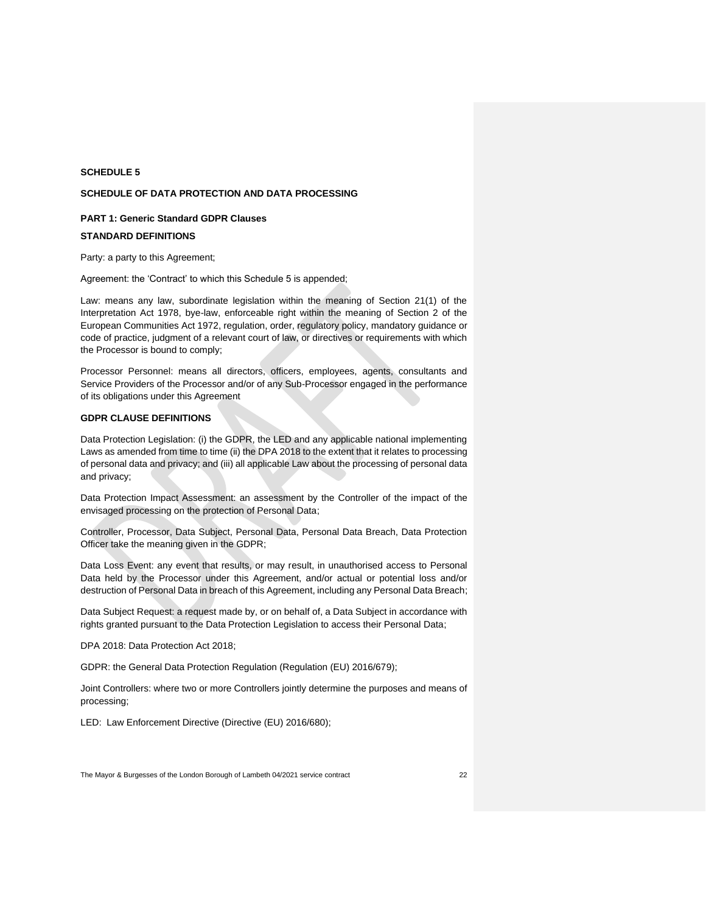**SCHEDULE 5**

**SCHEDULE OF DATA PROTECTION AND DATA PROCESSING**

**PART 1: Generic Standard GDPR Clauses**

**STANDARD DEFINITIONS**

Party: a party to this Agreement;

Agreement: the 'Contract' to which this Schedule 5 is appended;

Law: means any law, subordinate legislation within the meaning of Section 21(1) of the Interpretation Act 1978, bye-law, enforceable right within the meaning of Section 2 of the European Communities Act 1972, regulation, order, regulatory policy, mandatory guidance or code of practice, judgment of a relevant court of law, or directives or requirements with which the Processor is bound to comply;

Processor Personnel: means all directors, officers, employees, agents, consultants and Service Providers of the Processor and/or of any Sub-Processor engaged in the performance of its obligations under this Agreement

**GDPR CLAUSE DEFINITIONS**

Data Protection Legislation: (i) the GDPR, the LED and any applicable national implementing Laws as amended from time to time (ii) the DPA 2018 to the extent that it relates to processing of personal data and privacy; and (iii) all applicable Law about the processing of personal data and privacy;

Data Protection Impact Assessment: an assessment by the Controller of the impact of the envisaged processing on the protection of Personal Data;

Controller, Processor, Data Subject, Personal Data, Personal Data Breach, Data Protection Officer take the meaning given in the GDPR;

Data Loss Event: any event that results, or may result, in unauthorised access to Personal Data held by the Processor under this Agreement, and/or actual or potential loss and/or destruction of Personal Data in breach of this Agreement, including any Personal Data Breach;

Data Subject Request: a request made by, or on behalf of, a Data Subject in accordance with rights granted pursuant to the Data Protection Legislation to access their Personal Data;

DPA 2018: Data Protection Act 2018;

GDPR: the General Data Protection Regulation (Regulation (EU) 2016/679);

Joint Controllers: where two or more Controllers jointly determine the purposes and means of processing;

LED: Law Enforcement Directive (Directive (EU) 2016/680);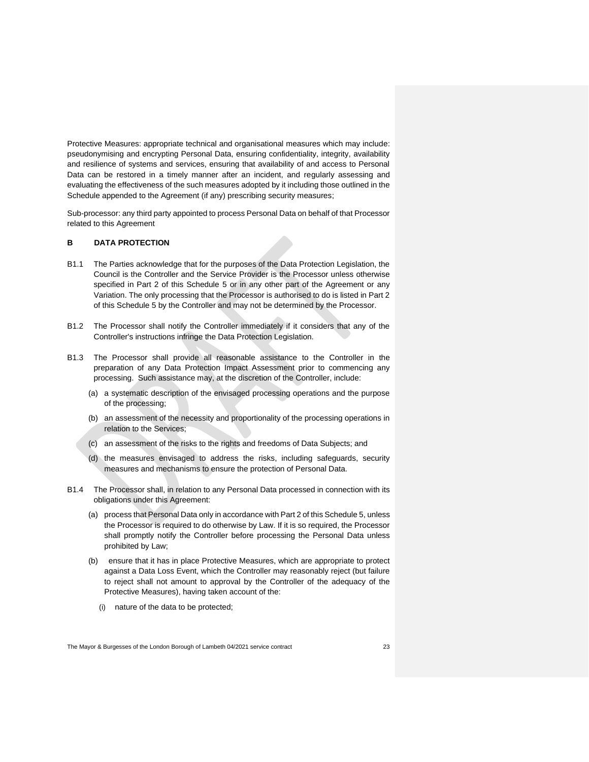Protective Measures: appropriate technical and organisational measures which may include: pseudonymising and encrypting Personal Data, ensuring confidentiality, integrity, availability and resilience of systems and services, ensuring that availability of and access to Personal Data can be restored in a timely manner after an incident, and regularly assessing and evaluating the effectiveness of the such measures adopted by it including those outlined in the Schedule appended to the Agreement (if any) prescribing security measures;

Sub-processor: any third party appointed to process Personal Data on behalf of that Processor related to this Agreement

**B DATA PROTECTION**

B1.1 The Parties acknowledge that for the purposes of the Data Protection Legislation, the Council is the Controller and the Service Provider is the Processor unless otherwise specified in Part 2 of this Schedule 5 or in any other part of the Agreement or any Variation. The only processing that the Processor is authorised to do is listed in Part 2 of this Schedule 5 by the Controller and may not be determined by the Processor.

B1.2 The Processor shall notify the Controller immediately if it considers that any of the Controller's instructions infringe the Data Protection Legislation.

B1.3 The Processor shall provide all reasonable assistance to the Controller in the preparation of any Data Protection Impact Assessment prior to commencing any processing. Such assistance may, at the discretion of the Controller, include:

(a) a systematic description of the envisaged processing operations and the purpose of the processing;

(b) an assessment of the necessity and proportionality of the processing operations in relation to the Services;

(c) an assessment of the risks to the rights and freedoms of Data Subjects; and

(d) the measures envisaged to address the risks, including safeguards, security measures and mechanisms to ensure the protection of Personal Data.

B1.4 The Processor shall, in relation to any Personal Data processed in connection with its obligations under this Agreement:

(a) process that Personal Data only in accordance with Part 2 of this Schedule 5, unless the Processor is required to do otherwise by Law. If it is so required, the Processor shall promptly notify the Controller before processing the Personal Data unless prohibited by Law;

(b) ensure that it has in place Protective Measures, which are appropriate to protect against a Data Loss Event, which the Controller may reasonably reject (but failure to reject shall not amount to approval by the Controller of the adequacy of the Protective Measures), having taken account of the:

(i) nature of the data to be protected;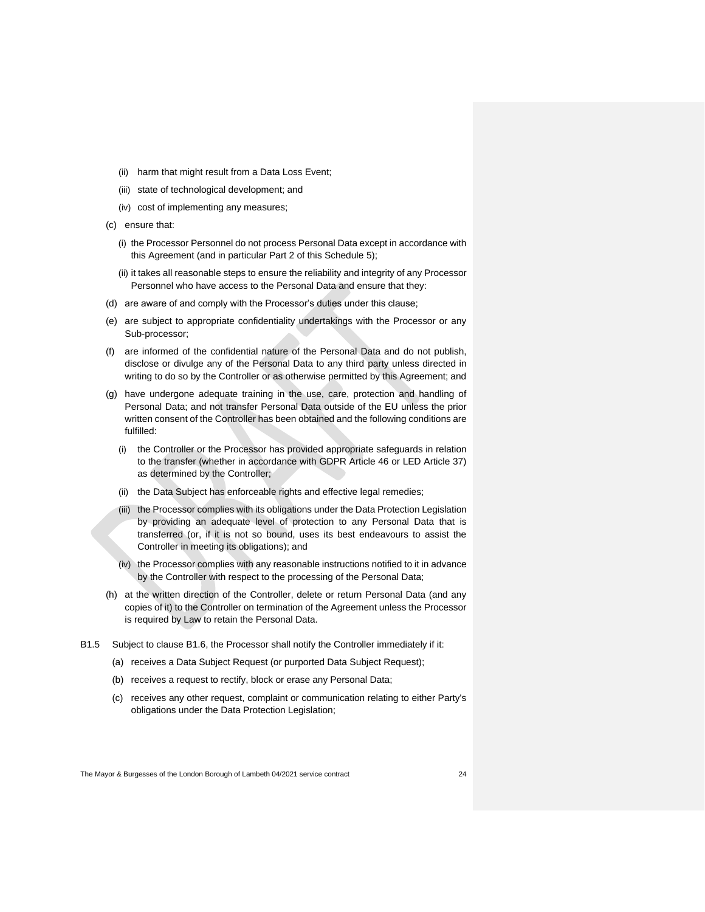(ii) harm that might result from a Data Loss Event;

(iii) state of technological development; and

(iv) cost of implementing any measures;

(c) ensure that:

(i) the Processor Personnel do not process Personal Data except in accordance with this Agreement (and in particular Part 2 of this Schedule 5);

(ii) it takes all reasonable steps to ensure the reliability and integrity of any Processor Personnel who have access to the Personal Data and ensure that they:

(d) are aware of and comply with the Processor's duties under this clause;

(e) are subject to appropriate confidentiality undertakings with the Processor or any Sub-processor;

(f) are informed of the confidential nature of the Personal Data and do not publish, disclose or divulge any of the Personal Data to any third party unless directed in writing to do so by the Controller or as otherwise permitted by this Agreement; and

(g) have undergone adequate training in the use, care, protection and handling of Personal Data; and not transfer Personal Data outside of the EU unless the prior written consent of the Controller has been obtained and the following conditions are fulfilled:

(i) the Controller or the Processor has provided appropriate safeguards in relation to the transfer (whether in accordance with GDPR Article 46 or LED Article 37) as determined by the Controller;

(ii) the Data Subject has enforceable rights and effective legal remedies;

(iii) the Processor complies with its obligations under the Data Protection Legislation by providing an adequate level of protection to any Personal Data that is transferred (or, if it is not so bound, uses its best endeavours to assist the Controller in meeting its obligations); and

(iv) the Processor complies with any reasonable instructions notified to it in advance by the Controller with respect to the processing of the Personal Data;

(h) at the written direction of the Controller, delete or return Personal Data (and any copies of it) to the Controller on termination of the Agreement unless the Processor is required by Law to retain the Personal Data.

B1.5 Subject to clause B1.6, the Processor shall notify the Controller immediately if it:

(a) receives a Data Subject Request (or purported Data Subject Request);

(b) receives a request to rectify, block or erase any Personal Data;

(c) receives any other request, complaint or communication relating to either Party's obligations under the Data Protection Legislation;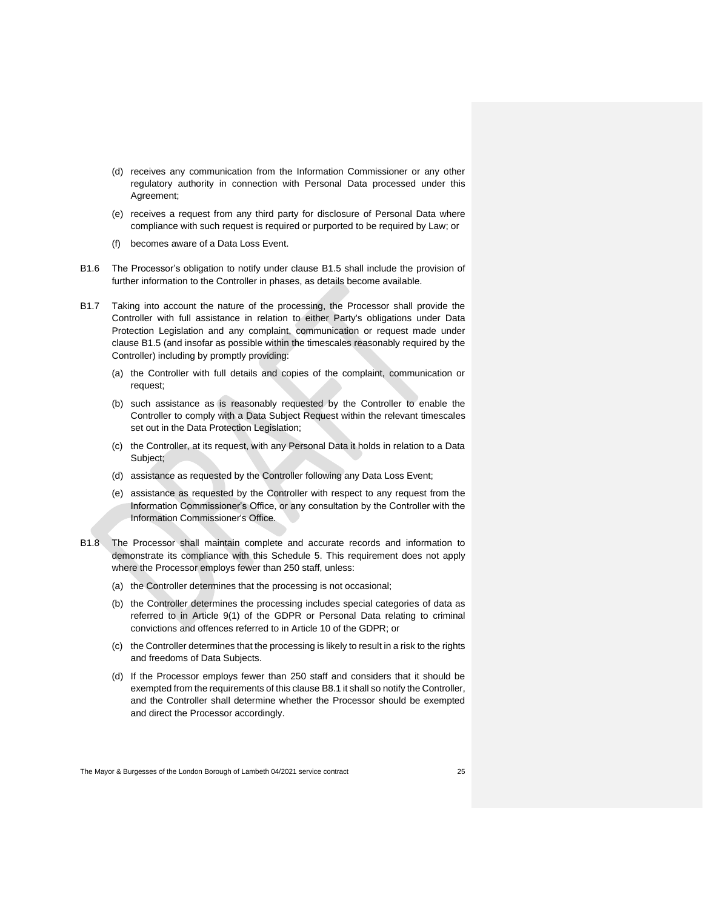(d) receives any communication from the Information Commissioner or any other regulatory authority in connection with Personal Data processed under this Agreement;

(e) receives a request from any third party for disclosure of Personal Data where compliance with such request is required or purported to be required by Law; or

(f) becomes aware of a Data Loss Event.

B1.6 The Processor's obligation to notify under clause B1.5 shall include the provision of further information to the Controller in phases, as details become available.

B1.7 Taking into account the nature of the processing, the Processor shall provide the Controller with full assistance in relation to either Party's obligations under Data Protection Legislation and any complaint, communication or request made under clause B1.5 (and insofar as possible within the timescales reasonably required by the Controller) including by promptly providing:

(a) the Controller with full details and copies of the complaint, communication or request;

(b) such assistance as is reasonably requested by the Controller to enable the Controller to comply with a Data Subject Request within the relevant timescales set out in the Data Protection Legislation;

(c) the Controller, at its request, with any Personal Data it holds in relation to a Data Subject;

(d) assistance as requested by the Controller following any Data Loss Event;

(e) assistance as requested by the Controller with respect to any request from the Information Commissioner's Office, or any consultation by the Controller with the Information Commissioner's Office.

B1.8 The Processor shall maintain complete and accurate records and information to demonstrate its compliance with this Schedule 5. This requirement does not apply where the Processor employs fewer than 250 staff, unless:

(a) the Controller determines that the processing is not occasional;

(b) the Controller determines the processing includes special categories of data as referred to in Article 9(1) of the GDPR or Personal Data relating to criminal convictions and offences referred to in Article 10 of the GDPR; or

(c) the Controller determines that the processing is likely to result in a risk to the rights and freedoms of Data Subjects.

(d) If the Processor employs fewer than 250 staff and considers that it should be exempted from the requirements of this clause B8.1 it shall so notify the Controller, and the Controller shall determine whether the Processor should be exempted and direct the Processor accordingly.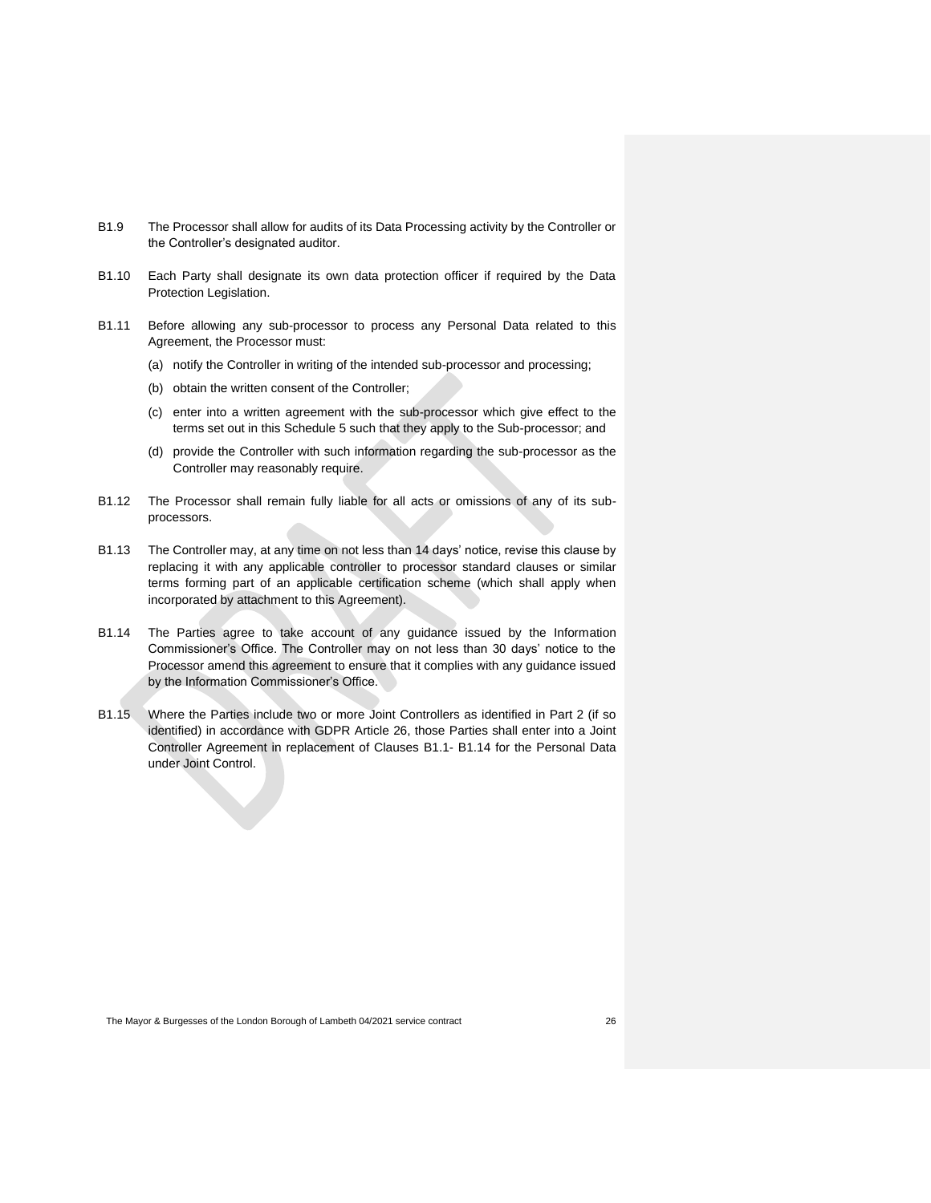B1.9 The Processor shall allow for audits of its Data Processing activity by the Controller or the Controller's designated auditor.

B1.10 Each Party shall designate its own data protection officer if required by the Data Protection Legislation.

B1.11 Before allowing any sub-processor to process any Personal Data related to this Agreement, the Processor must:

(a) notify the Controller in writing of the intended sub-processor and processing;

(b) obtain the written consent of the Controller;

(c) enter into a written agreement with the sub-processor which give effect to the terms set out in this Schedule 5 such that they apply to the Sub-processor; and

(d) provide the Controller with such information regarding the sub-processor as the Controller may reasonably require.

B1.12 The Processor shall remain fully liable for all acts or omissions of any of its sub-processors.

B1.13 The Controller may, at any time on not less than 14 days' notice, revise this clause by replacing it with any applicable controller to processor standard clauses or similar terms forming part of an applicable certification scheme (which shall apply when incorporated by attachment to this Agreement).

B1.14 The Parties agree to take account of any guidance issued by the Information Commissioner's Office. The Controller may on not less than 30 days' notice to the Processor amend this agreement to ensure that it complies with any guidance issued by the Information Commissioner's Office.

B1.15 Where the Parties include two or more Joint Controllers as identified in Part 2 (if so identified) in accordance with GDPR Article 26, those Parties shall enter into a Joint Controller Agreement in replacement of Clauses B1.1- B1.14 for the Personal Data under Joint Control.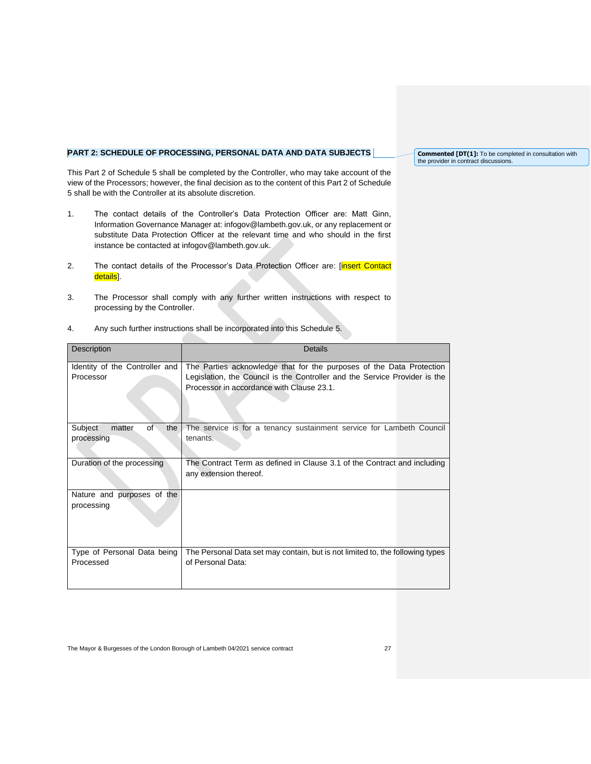## PART 2: SCHEDULE OF PROCESSING, PERSONAL DATA AND DATA SUBJECTS

This Part 2 of Schedule 5 shall be completed by the Controller, who may take account of the view of the Processors; however, the final decision as to the content of this Part 2 of Schedule 5 shall be with the Controller at its absolute discretion.

1. The contact details of the Controller's Data Protection Officer are: Matt Ginn, Information Governance Manager at: infogov@lambeth.gov.uk, or any replacement or substitute Data Protection Officer at the relevant time and who should in the first instance be contacted at infogov@lambeth.gov.uk.

2. The contact details of the Processor's Data Protection Officer are: [insert Contact details].

3. The Processor shall comply with any further written instructions with respect to processing by the Controller.

4. Any such further instructions shall be incorporated into this Schedule 5.

| Description | Details |
|---|---|
| Identity of the Controller and Processor | The Parties acknowledge that for the purposes of the Data Protection Legislation, the Council is the Controller and the Service Provider is the Processor in accordance with Clause 23.1. |
| Subject matter of the processing | The service is for a tenancy sustainment service for Lambeth Council tenants. |
| Duration of the processing | The Contract Term as defined in Clause 3.1 of the Contract and including any extension thereof. |
| Nature and purposes of the processing | |
| Type of Personal Data being Processed | The Personal Data set may contain, but is not limited to, the following types of Personal Data: |

Commented [DT(1]: To be completed in consultation with the provider in contract discussions.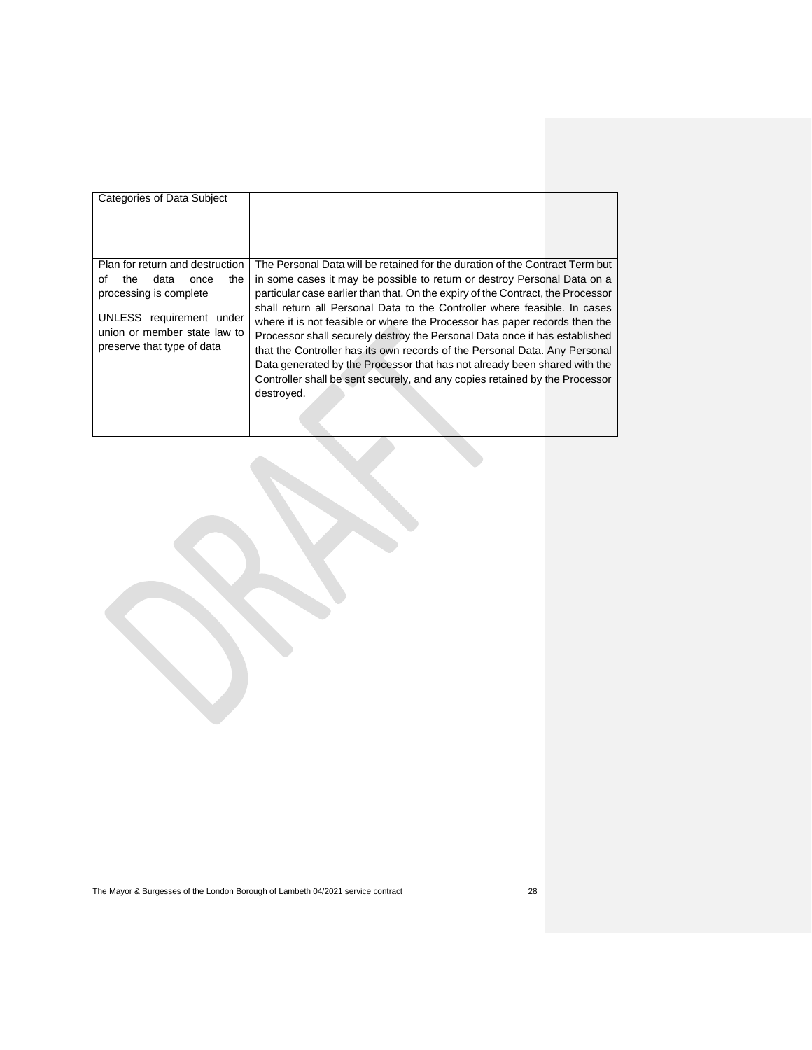| | |
|---|---|
| Categories of Data Subject | |
| Plan for return and destruction of the data once the processing is complete<br><br>UNLESS requirement under union or member state law to preserve that type of data | The Personal Data will be retained for the duration of the Contract Term but in some cases it may be possible to return or destroy Personal Data on a particular case earlier than that. On the expiry of the Contract, the Processor shall return all Personal Data to the Controller where feasible. In cases where it is not feasible or where the Processor has paper records then the Processor shall securely destroy the Personal Data once it has established that the Controller has its own records of the Personal Data. Any Personal Data generated by the Processor that has not already been shared with the Controller shall be sent securely, and any copies retained by the Processor destroyed. |